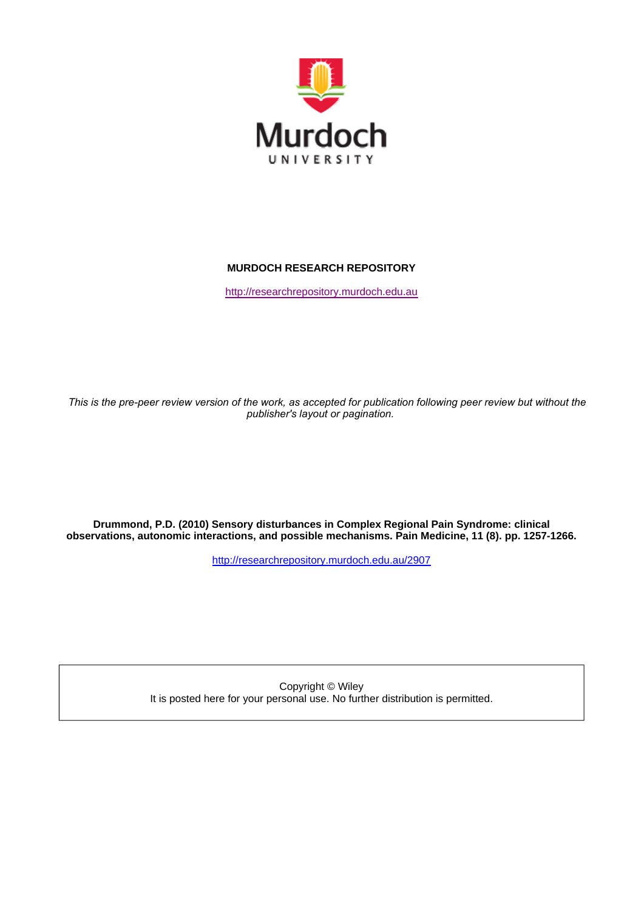Murdoch UNIVERSITY

**MURDOCH RESEARCH REPOSITORY**

http://researchrepository.murdoch.edu.au

*This is the pre-peer review version of the work, as accepted for publication following peer review but without the publisher's layout or pagination.*

**Drummond, P.D. (2010) Sensory disturbances in Complex Regional Pain Syndrome: clinical observations, autonomic interactions, and possible mechanisms. Pain Medicine, 11 (8). pp. 1257-1266.**

http://researchrepository.murdoch.edu.au/2907

Copyright © Wiley
It is posted here for your personal use. No further distribution is permitted.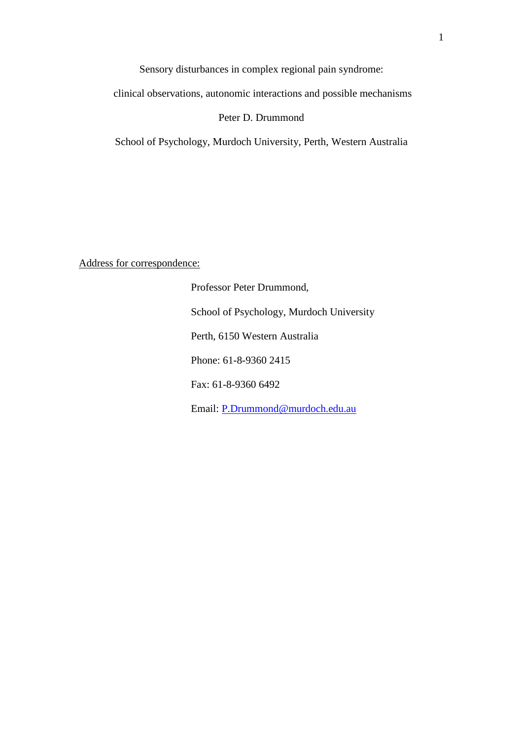# Sensory disturbances in complex regional pain syndrome: clinical observations, autonomic interactions and possible mechanisms

Peter D. Drummond

School of Psychology, Murdoch University, Perth, Western Australia

Address for correspondence:

Professor Peter Drummond,

School of Psychology, Murdoch University

Perth, 6150 Western Australia

Phone: 61-8-9360 2415

Fax: 61-8-9360 6492

Email: P.Drummond@murdoch.edu.au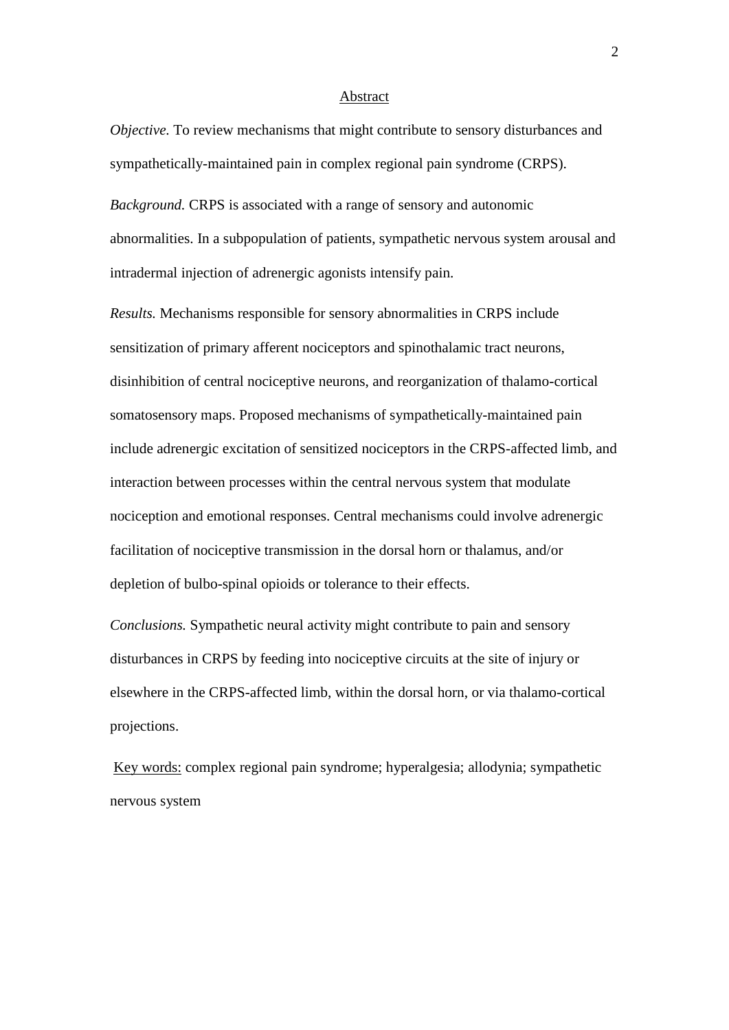## Abstract

*Objective.* To review mechanisms that might contribute to sensory disturbances and sympathetically-maintained pain in complex regional pain syndrome (CRPS).

*Background.* CRPS is associated with a range of sensory and autonomic abnormalities. In a subpopulation of patients, sympathetic nervous system arousal and intradermal injection of adrenergic agonists intensify pain.

*Results.* Mechanisms responsible for sensory abnormalities in CRPS include sensitization of primary afferent nociceptors and spinothalamic tract neurons, disinhibition of central nociceptive neurons, and reorganization of thalamo-cortical somatosensory maps. Proposed mechanisms of sympathetically-maintained pain include adrenergic excitation of sensitized nociceptors in the CRPS-affected limb, and interaction between processes within the central nervous system that modulate nociception and emotional responses. Central mechanisms could involve adrenergic facilitation of nociceptive transmission in the dorsal horn or thalamus, and/or depletion of bulbo-spinal opioids or tolerance to their effects.

*Conclusions.* Sympathetic neural activity might contribute to pain and sensory disturbances in CRPS by feeding into nociceptive circuits at the site of injury or elsewhere in the CRPS-affected limb, within the dorsal horn, or via thalamo-cortical projections.

Key words: complex regional pain syndrome; hyperalgesia; allodynia; sympathetic nervous system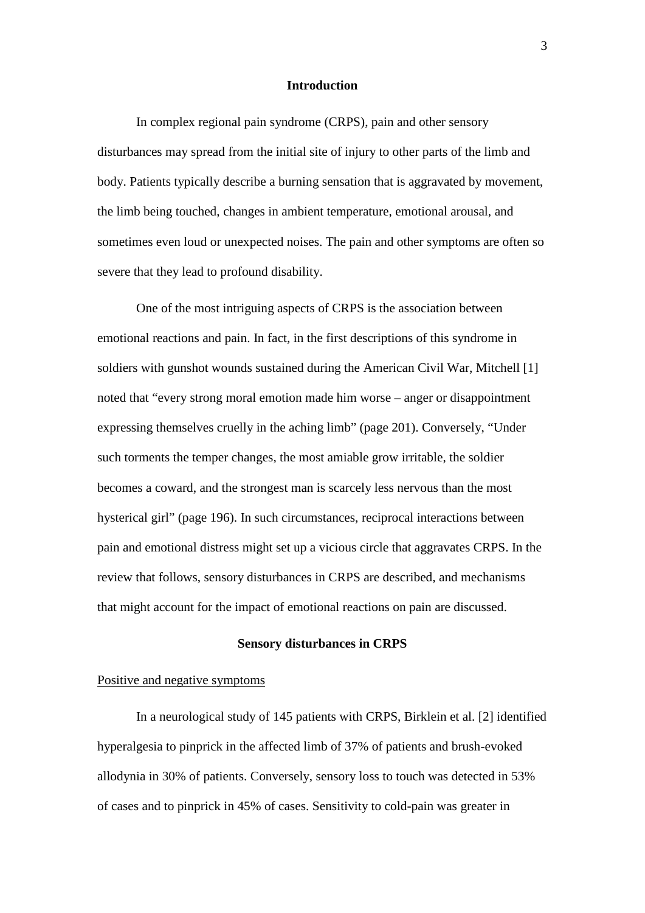## Introduction

In complex regional pain syndrome (CRPS), pain and other sensory disturbances may spread from the initial site of injury to other parts of the limb and body. Patients typically describe a burning sensation that is aggravated by movement, the limb being touched, changes in ambient temperature, emotional arousal, and sometimes even loud or unexpected noises. The pain and other symptoms are often so severe that they lead to profound disability.

One of the most intriguing aspects of CRPS is the association between emotional reactions and pain. In fact, in the first descriptions of this syndrome in soldiers with gunshot wounds sustained during the American Civil War, Mitchell [1] noted that "every strong moral emotion made him worse – anger or disappointment expressing themselves cruelly in the aching limb" (page 201). Conversely, "Under such torments the temper changes, the most amiable grow irritable, the soldier becomes a coward, and the strongest man is scarcely less nervous than the most hysterical girl" (page 196). In such circumstances, reciprocal interactions between pain and emotional distress might set up a vicious circle that aggravates CRPS. In the review that follows, sensory disturbances in CRPS are described, and mechanisms that might account for the impact of emotional reactions on pain are discussed.

## Sensory disturbances in CRPS

### Positive and negative symptoms

In a neurological study of 145 patients with CRPS, Birklein et al. [2] identified hyperalgesia to pinprick in the affected limb of 37% of patients and brush-evoked allodynia in 30% of patients. Conversely, sensory loss to touch was detected in 53% of cases and to pinprick in 45% of cases. Sensitivity to cold-pain was greater in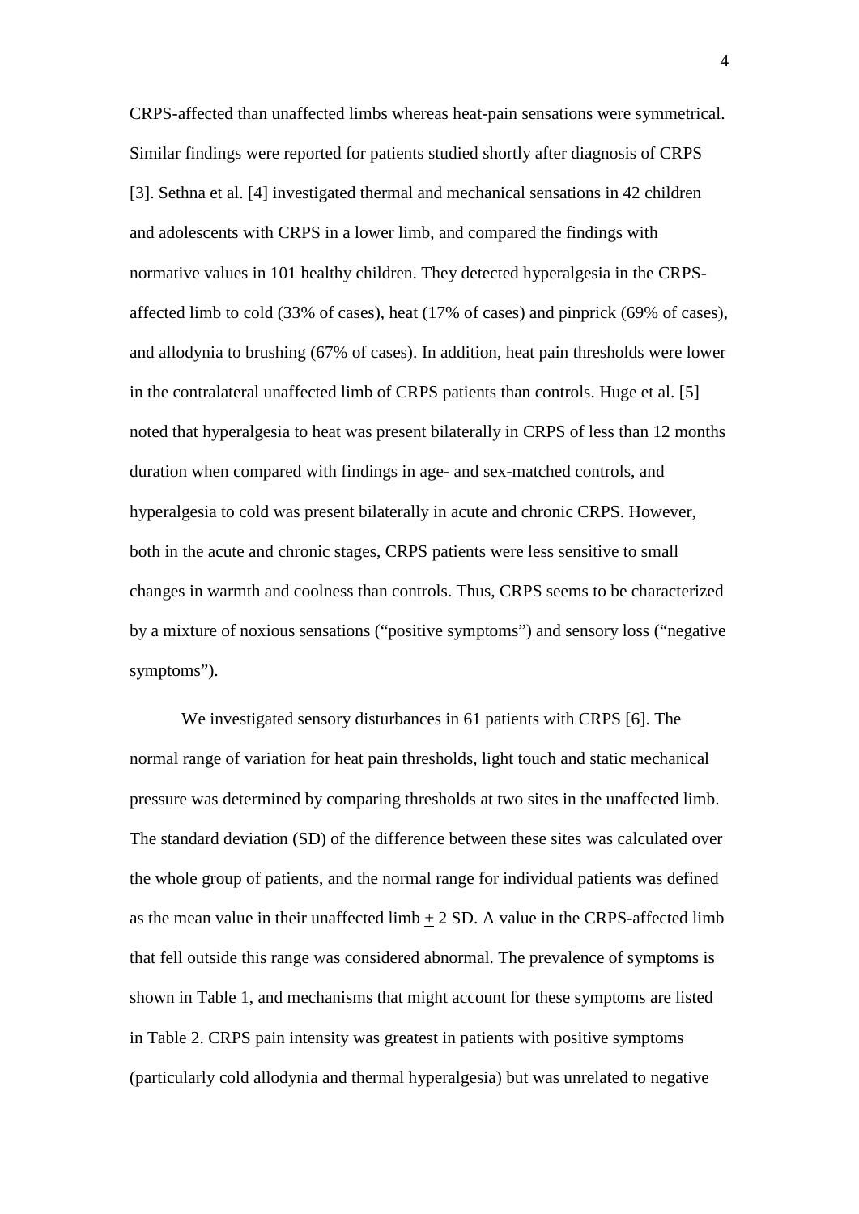CRPS-affected than unaffected limbs whereas heat-pain sensations were symmetrical. Similar findings were reported for patients studied shortly after diagnosis of CRPS [3]. Sethna et al. [4] investigated thermal and mechanical sensations in 42 children and adolescents with CRPS in a lower limb, and compared the findings with normative values in 101 healthy children. They detected hyperalgesia in the CRPS-affected limb to cold (33% of cases), heat (17% of cases) and pinprick (69% of cases), and allodynia to brushing (67% of cases). In addition, heat pain thresholds were lower in the contralateral unaffected limb of CRPS patients than controls. Huge et al. [5] noted that hyperalgesia to heat was present bilaterally in CRPS of less than 12 months duration when compared with findings in age- and sex-matched controls, and hyperalgesia to cold was present bilaterally in acute and chronic CRPS. However, both in the acute and chronic stages, CRPS patients were less sensitive to small changes in warmth and coolness than controls. Thus, CRPS seems to be characterized by a mixture of noxious sensations ("positive symptoms") and sensory loss ("negative symptoms").

We investigated sensory disturbances in 61 patients with CRPS [6]. The normal range of variation for heat pain thresholds, light touch and static mechanical pressure was determined by comparing thresholds at two sites in the unaffected limb. The standard deviation (SD) of the difference between these sites was calculated over the whole group of patients, and the normal range for individual patients was defined as the mean value in their unaffected limb $\pm$ 2 SD. A value in the CRPS-affected limb that fell outside this range was considered abnormal. The prevalence of symptoms is shown in Table 1, and mechanisms that might account for these symptoms are listed in Table 2. CRPS pain intensity was greatest in patients with positive symptoms (particularly cold allodynia and thermal hyperalgesia) but was unrelated to negative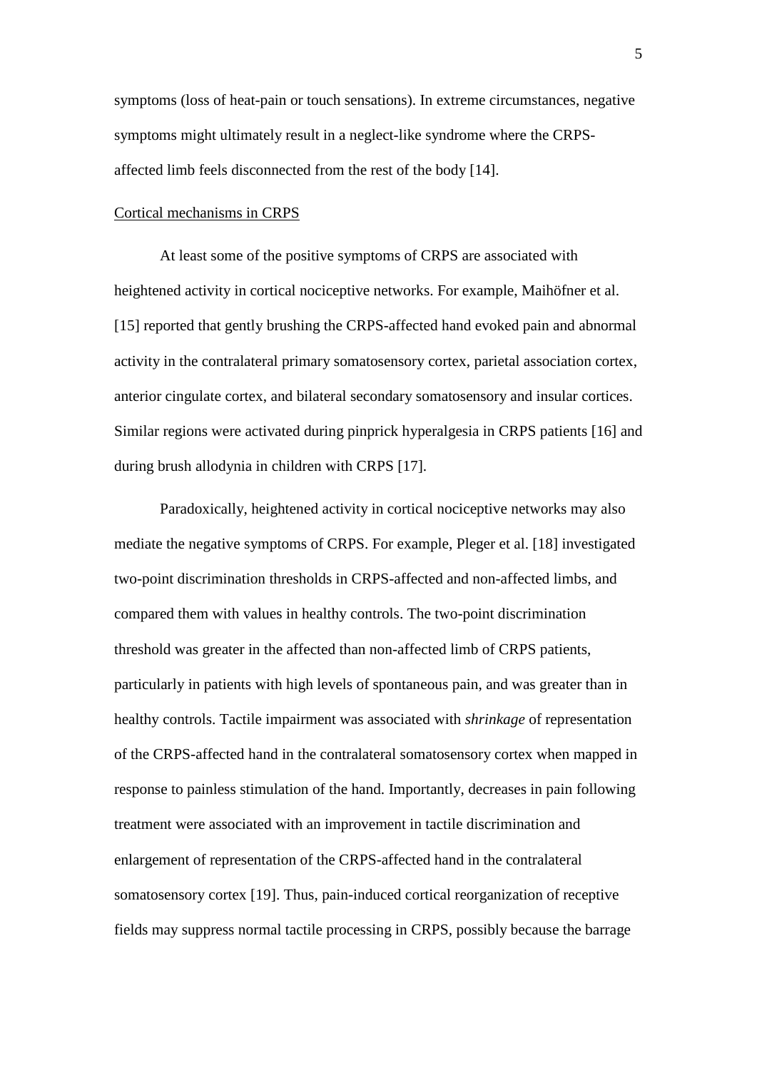symptoms (loss of heat-pain or touch sensations). In extreme circumstances, negative symptoms might ultimately result in a neglect-like syndrome where the CRPS-affected limb feels disconnected from the rest of the body [14].

## Cortical mechanisms in CRPS

At least some of the positive symptoms of CRPS are associated with heightened activity in cortical nociceptive networks. For example, Maihöfner et al. [15] reported that gently brushing the CRPS-affected hand evoked pain and abnormal activity in the contralateral primary somatosensory cortex, parietal association cortex, anterior cingulate cortex, and bilateral secondary somatosensory and insular cortices. Similar regions were activated during pinprick hyperalgesia in CRPS patients [16] and during brush allodynia in children with CRPS [17].

Paradoxically, heightened activity in cortical nociceptive networks may also mediate the negative symptoms of CRPS. For example, Pleger et al. [18] investigated two-point discrimination thresholds in CRPS-affected and non-affected limbs, and compared them with values in healthy controls. The two-point discrimination threshold was greater in the affected than non-affected limb of CRPS patients, particularly in patients with high levels of spontaneous pain, and was greater than in healthy controls. Tactile impairment was associated with *shrinkage* of representation of the CRPS-affected hand in the contralateral somatosensory cortex when mapped in response to painless stimulation of the hand. Importantly, decreases in pain following treatment were associated with an improvement in tactile discrimination and enlargement of representation of the CRPS-affected hand in the contralateral somatosensory cortex [19]. Thus, pain-induced cortical reorganization of receptive fields may suppress normal tactile processing in CRPS, possibly because the barrage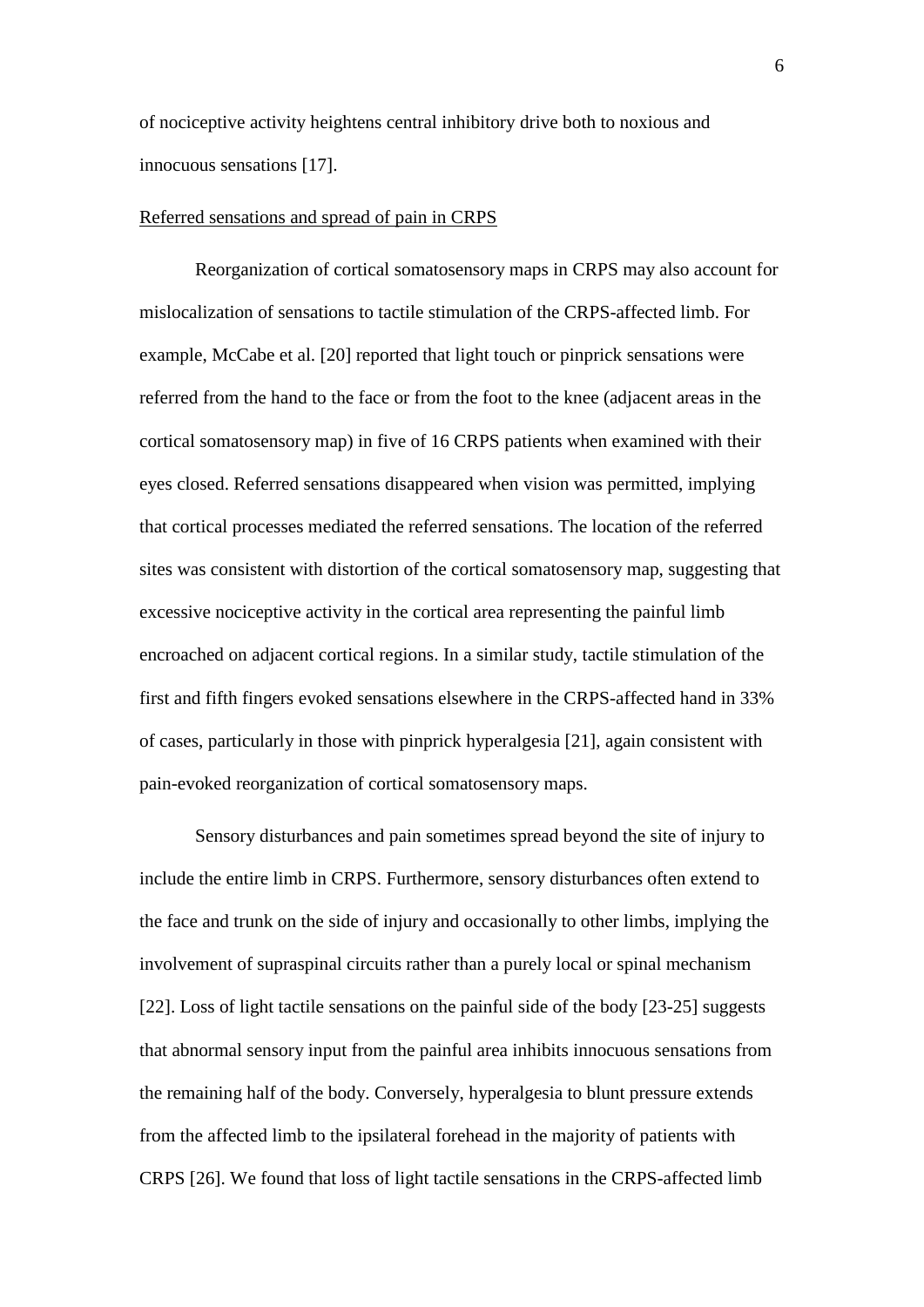of nociceptive activity heightens central inhibitory drive both to noxious and innocuous sensations [17].

<u>Referred sensations and spread of pain in CRPS</u>

Reorganization of cortical somatosensory maps in CRPS may also account for mislocalization of sensations to tactile stimulation of the CRPS-affected limb. For example, McCabe et al. [20] reported that light touch or pinprick sensations were referred from the hand to the face or from the foot to the knee (adjacent areas in the cortical somatosensory map) in five of 16 CRPS patients when examined with their eyes closed. Referred sensations disappeared when vision was permitted, implying that cortical processes mediated the referred sensations. The location of the referred sites was consistent with distortion of the cortical somatosensory map, suggesting that excessive nociceptive activity in the cortical area representing the painful limb encroached on adjacent cortical regions. In a similar study, tactile stimulation of the first and fifth fingers evoked sensations elsewhere in the CRPS-affected hand in 33% of cases, particularly in those with pinprick hyperalgesia [21], again consistent with pain-evoked reorganization of cortical somatosensory maps.

Sensory disturbances and pain sometimes spread beyond the site of injury to include the entire limb in CRPS. Furthermore, sensory disturbances often extend to the face and trunk on the side of injury and occasionally to other limbs, implying the involvement of supraspinal circuits rather than a purely local or spinal mechanism [22]. Loss of light tactile sensations on the painful side of the body [23-25] suggests that abnormal sensory input from the painful area inhibits innocuous sensations from the remaining half of the body. Conversely, hyperalgesia to blunt pressure extends from the affected limb to the ipsilateral forehead in the majority of patients with CRPS [26]. We found that loss of light tactile sensations in the CRPS-affected limb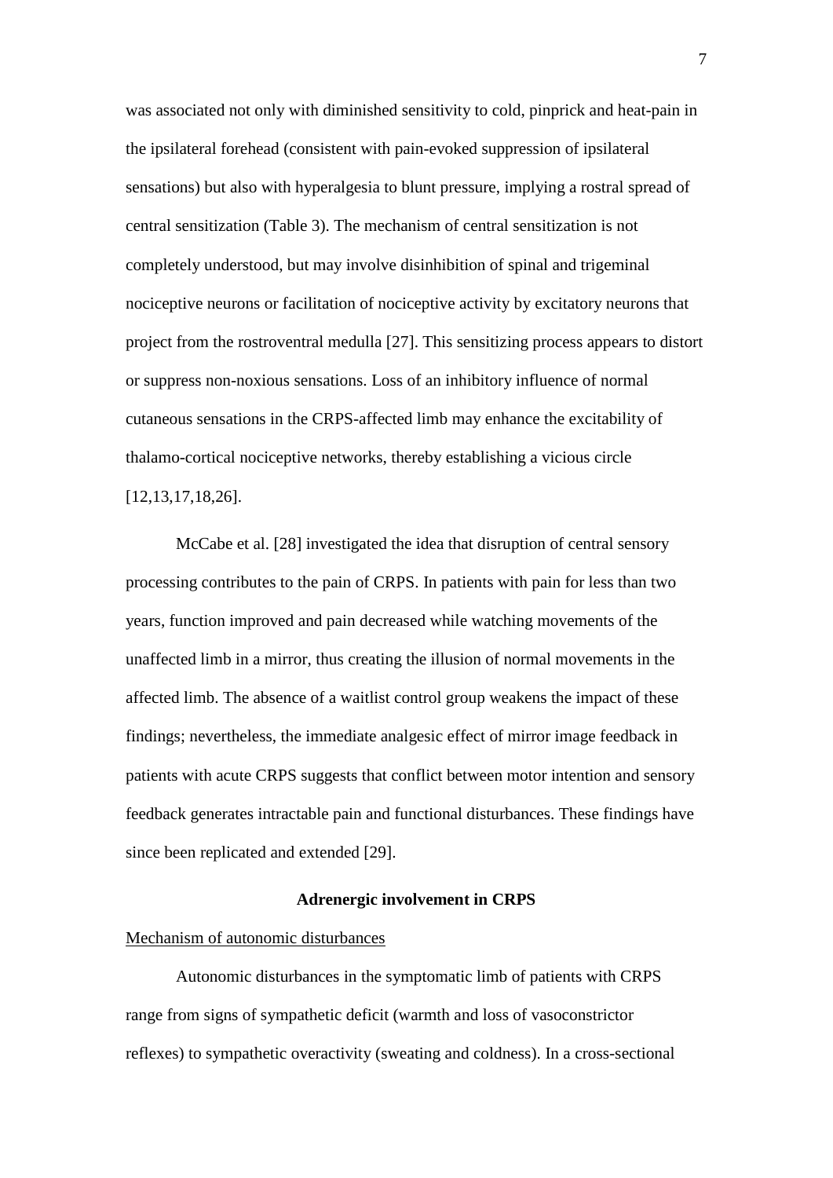was associated not only with diminished sensitivity to cold, pinprick and heat-pain in the ipsilateral forehead (consistent with pain-evoked suppression of ipsilateral sensations) but also with hyperalgesia to blunt pressure, implying a rostral spread of central sensitization (Table 3). The mechanism of central sensitization is not completely understood, but may involve disinhibition of spinal and trigeminal nociceptive neurons or facilitation of nociceptive activity by excitatory neurons that project from the rostroventral medulla [27]. This sensitizing process appears to distort or suppress non-noxious sensations. Loss of an inhibitory influence of normal cutaneous sensations in the CRPS-affected limb may enhance the excitability of thalamo-cortical nociceptive networks, thereby establishing a vicious circle [12,13,17,18,26].

McCabe et al. [28] investigated the idea that disruption of central sensory processing contributes to the pain of CRPS. In patients with pain for less than two years, function improved and pain decreased while watching movements of the unaffected limb in a mirror, thus creating the illusion of normal movements in the affected limb. The absence of a waitlist control group weakens the impact of these findings; nevertheless, the immediate analgesic effect of mirror image feedback in patients with acute CRPS suggests that conflict between motor intention and sensory feedback generates intractable pain and functional disturbances. These findings have since been replicated and extended [29].

## Adrenergic involvement in CRPS

### Mechanism of autonomic disturbances

Autonomic disturbances in the symptomatic limb of patients with CRPS range from signs of sympathetic deficit (warmth and loss of vasoconstrictor reflexes) to sympathetic overactivity (sweating and coldness). In a cross-sectional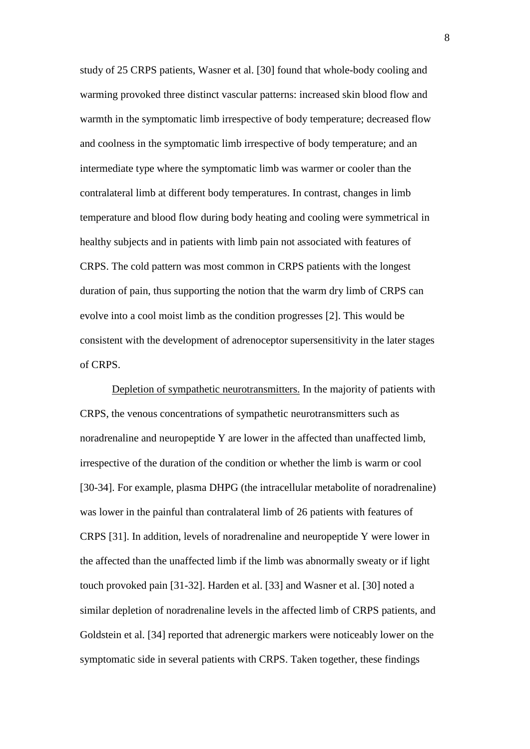study of 25 CRPS patients, Wasner et al. [30] found that whole-body cooling and warming provoked three distinct vascular patterns: increased skin blood flow and warmth in the symptomatic limb irrespective of body temperature; decreased flow and coolness in the symptomatic limb irrespective of body temperature; and an intermediate type where the symptomatic limb was warmer or cooler than the contralateral limb at different body temperatures. In contrast, changes in limb temperature and blood flow during body heating and cooling were symmetrical in healthy subjects and in patients with limb pain not associated with features of CRPS. The cold pattern was most common in CRPS patients with the longest duration of pain, thus supporting the notion that the warm dry limb of CRPS can evolve into a cool moist limb as the condition progresses [2]. This would be consistent with the development of adrenoceptor supersensitivity in the later stages of CRPS.

Depletion of sympathetic neurotransmitters. In the majority of patients with CRPS, the venous concentrations of sympathetic neurotransmitters such as noradrenaline and neuropeptide Y are lower in the affected than unaffected limb, irrespective of the duration of the condition or whether the limb is warm or cool [30-34]. For example, plasma DHPG (the intracellular metabolite of noradrenaline) was lower in the painful than contralateral limb of 26 patients with features of CRPS [31]. In addition, levels of noradrenaline and neuropeptide Y were lower in the affected than the unaffected limb if the limb was abnormally sweaty or if light touch provoked pain [31-32]. Harden et al. [33] and Wasner et al. [30] noted a similar depletion of noradrenaline levels in the affected limb of CRPS patients, and Goldstein et al. [34] reported that adrenergic markers were noticeably lower on the symptomatic side in several patients with CRPS. Taken together, these findings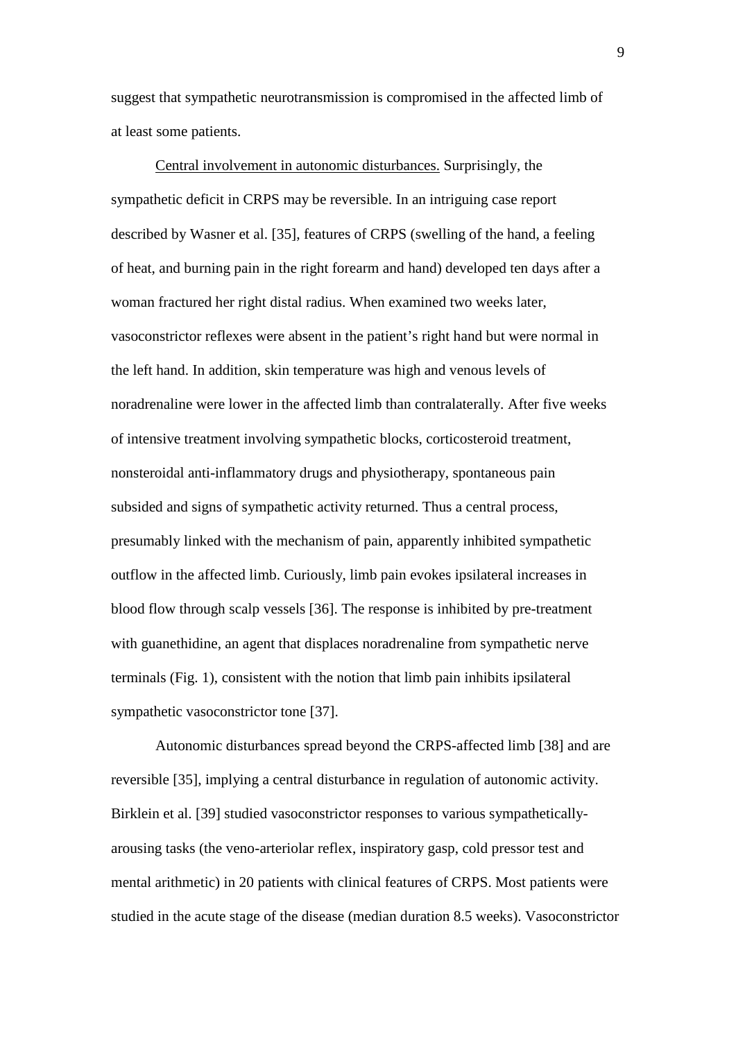suggest that sympathetic neurotransmission is compromised in the affected limb of at least some patients.

Central involvement in autonomic disturbances. Surprisingly, the sympathetic deficit in CRPS may be reversible. In an intriguing case report described by Wasner et al. [35], features of CRPS (swelling of the hand, a feeling of heat, and burning pain in the right forearm and hand) developed ten days after a woman fractured her right distal radius. When examined two weeks later, vasoconstrictor reflexes were absent in the patient's right hand but were normal in the left hand. In addition, skin temperature was high and venous levels of noradrenaline were lower in the affected limb than contralaterally. After five weeks of intensive treatment involving sympathetic blocks, corticosteroid treatment, nonsteroidal anti-inflammatory drugs and physiotherapy, spontaneous pain subsided and signs of sympathetic activity returned. Thus a central process, presumably linked with the mechanism of pain, apparently inhibited sympathetic outflow in the affected limb. Curiously, limb pain evokes ipsilateral increases in blood flow through scalp vessels [36]. The response is inhibited by pre-treatment with guanethidine, an agent that displaces noradrenaline from sympathetic nerve terminals (Fig. 1), consistent with the notion that limb pain inhibits ipsilateral sympathetic vasoconstrictor tone [37].

Autonomic disturbances spread beyond the CRPS-affected limb [38] and are reversible [35], implying a central disturbance in regulation of autonomic activity. Birklein et al. [39] studied vasoconstrictor responses to various sympathetically-arousing tasks (the veno-arteriolar reflex, inspiratory gasp, cold pressor test and mental arithmetic) in 20 patients with clinical features of CRPS. Most patients were studied in the acute stage of the disease (median duration 8.5 weeks). Vasoconstrictor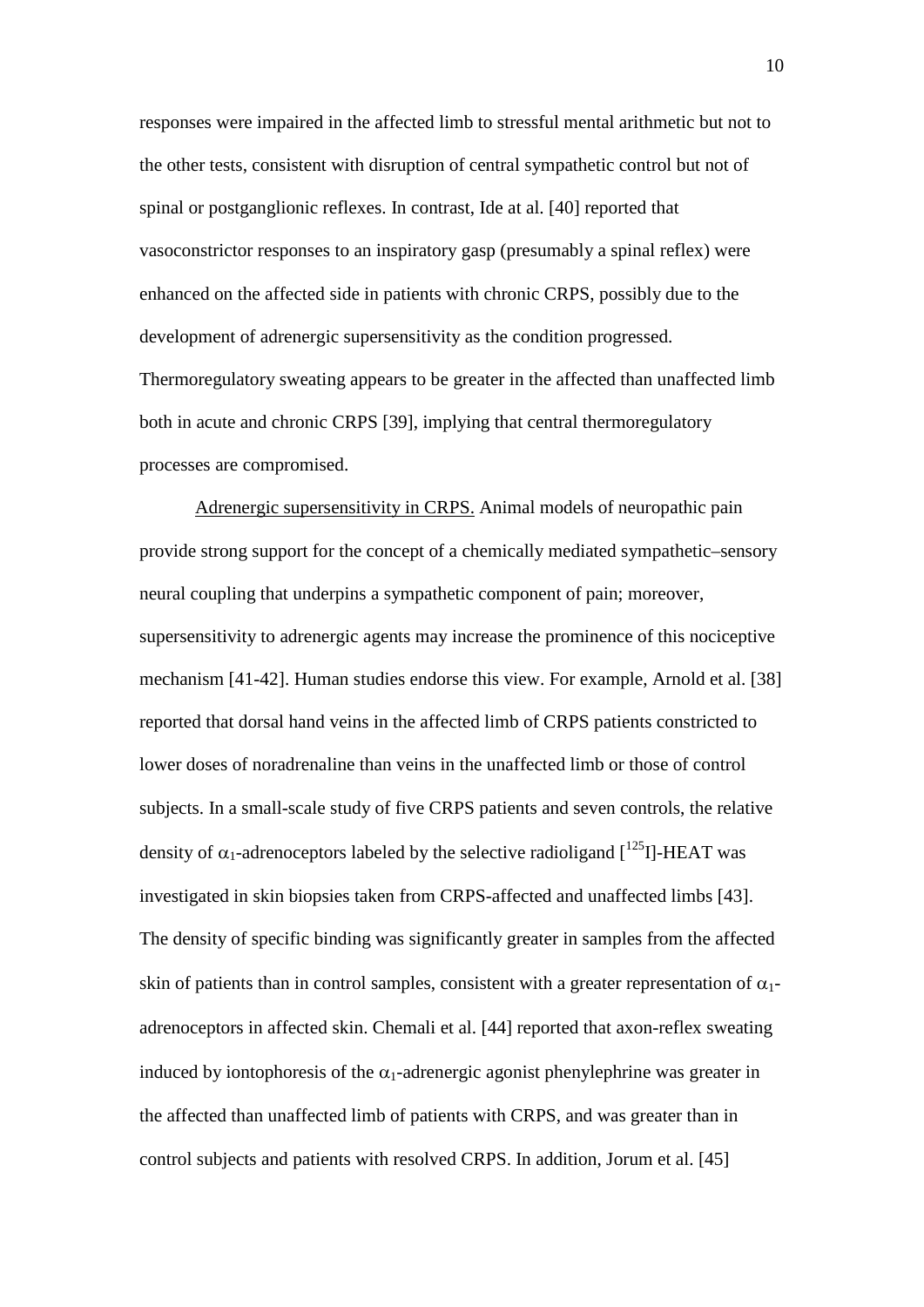responses were impaired in the affected limb to stressful mental arithmetic but not to the other tests, consistent with disruption of central sympathetic control but not of spinal or postganglionic reflexes. In contrast, Ide at al. [40] reported that vasoconstrictor responses to an inspiratory gasp (presumably a spinal reflex) were enhanced on the affected side in patients with chronic CRPS, possibly due to the development of adrenergic supersensitivity as the condition progressed. Thermoregulatory sweating appears to be greater in the affected than unaffected limb both in acute and chronic CRPS [39], implying that central thermoregulatory processes are compromised.

Adrenergic supersensitivity in CRPS. Animal models of neuropathic pain provide strong support for the concept of a chemically mediated sympathetic–sensory neural coupling that underpins a sympathetic component of pain; moreover, supersensitivity to adrenergic agents may increase the prominence of this nociceptive mechanism [41-42]. Human studies endorse this view. For example, Arnold et al. [38] reported that dorsal hand veins in the affected limb of CRPS patients constricted to lower doses of noradrenaline than veins in the unaffected limb or those of control subjects. In a small-scale study of five CRPS patients and seven controls, the relative density of $\alpha_1$-adrenoceptors labeled by the selective radioligand [$^{125}$I]-HEAT was investigated in skin biopsies taken from CRPS-affected and unaffected limbs [43]. The density of specific binding was significantly greater in samples from the affected skin of patients than in control samples, consistent with a greater representation of $\alpha_1$-adrenoceptors in affected skin. Chemali et al. [44] reported that axon-reflex sweating induced by iontophoresis of the $\alpha_1$-adrenergic agonist phenylephrine was greater in the affected than unaffected limb of patients with CRPS, and was greater than in control subjects and patients with resolved CRPS. In addition, Jorum et al. [45]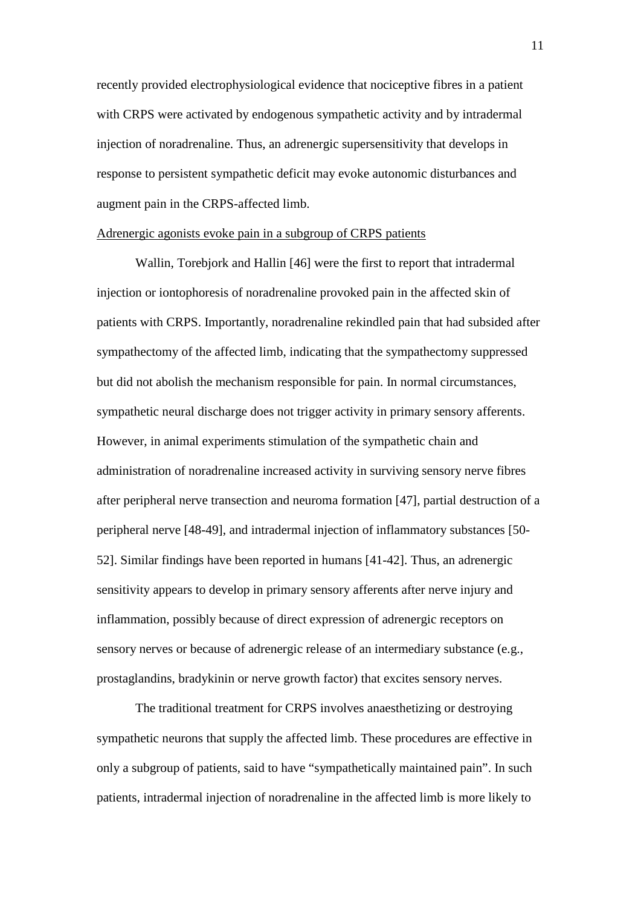recently provided electrophysiological evidence that nociceptive fibres in a patient with CRPS were activated by endogenous sympathetic activity and by intradermal injection of noradrenaline. Thus, an adrenergic supersensitivity that develops in response to persistent sympathetic deficit may evoke autonomic disturbances and augment pain in the CRPS-affected limb.

<u>Adrenergic agonists evoke pain in a subgroup of CRPS patients</u>

Wallin, Torebjork and Hallin [46] were the first to report that intradermal injection or iontophoresis of noradrenaline provoked pain in the affected skin of patients with CRPS. Importantly, noradrenaline rekindled pain that had subsided after sympathectomy of the affected limb, indicating that the sympathectomy suppressed but did not abolish the mechanism responsible for pain. In normal circumstances, sympathetic neural discharge does not trigger activity in primary sensory afferents. However, in animal experiments stimulation of the sympathetic chain and administration of noradrenaline increased activity in surviving sensory nerve fibres after peripheral nerve transection and neuroma formation [47], partial destruction of a peripheral nerve [48-49], and intradermal injection of inflammatory substances [50-52]. Similar findings have been reported in humans [41-42]. Thus, an adrenergic sensitivity appears to develop in primary sensory afferents after nerve injury and inflammation, possibly because of direct expression of adrenergic receptors on sensory nerves or because of adrenergic release of an intermediary substance (e.g., prostaglandins, bradykinin or nerve growth factor) that excites sensory nerves.

The traditional treatment for CRPS involves anaesthetizing or destroying sympathetic neurons that supply the affected limb. These procedures are effective in only a subgroup of patients, said to have "sympathetically maintained pain". In such patients, intradermal injection of noradrenaline in the affected limb is more likely to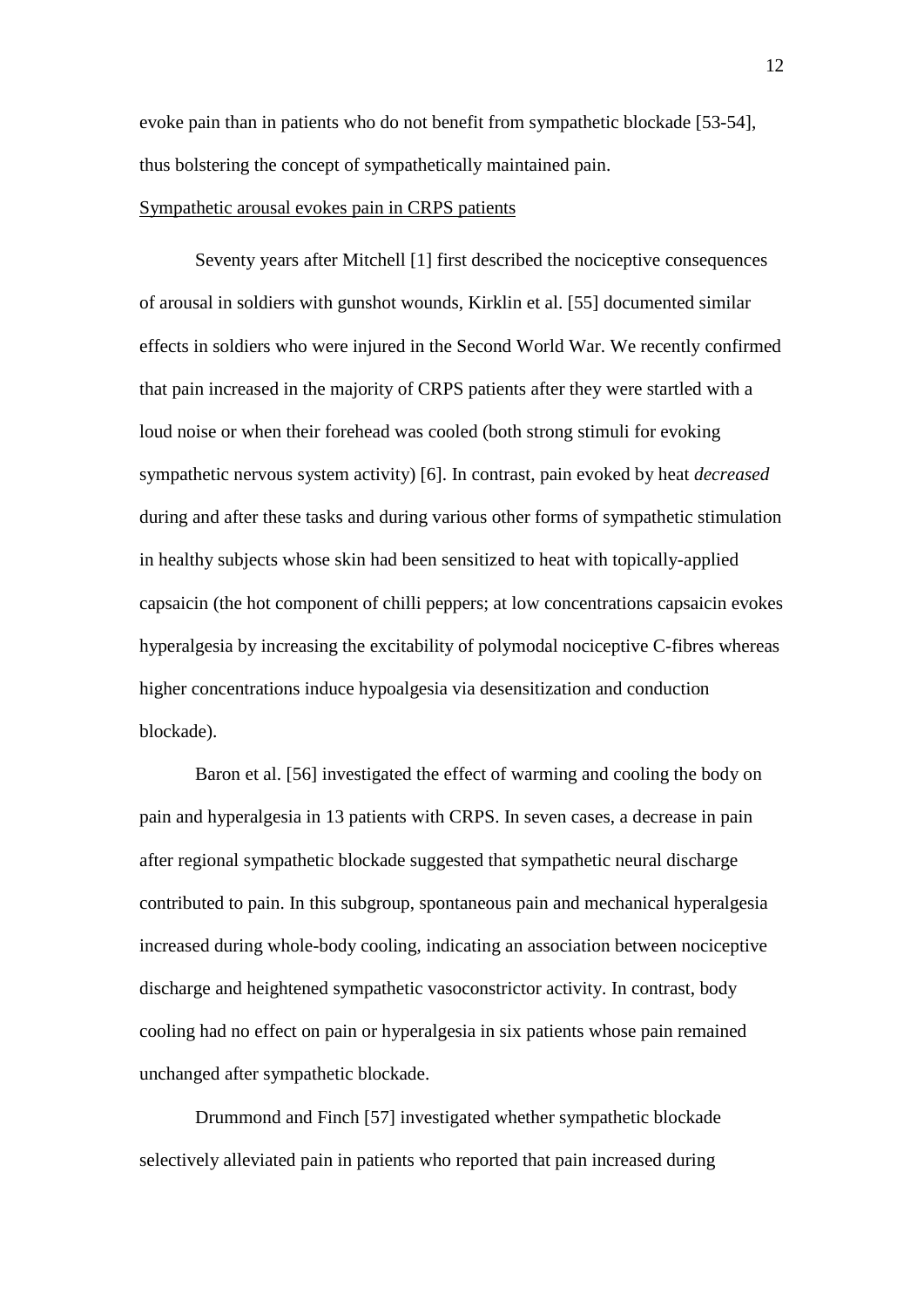evoke pain than in patients who do not benefit from sympathetic blockade [53-54], thus bolstering the concept of sympathetically maintained pain.

<u>Sympathetic arousal evokes pain in CRPS patients</u>

Seventy years after Mitchell [1] first described the nociceptive consequences of arousal in soldiers with gunshot wounds, Kirklin et al. [55] documented similar effects in soldiers who were injured in the Second World War. We recently confirmed that pain increased in the majority of CRPS patients after they were startled with a loud noise or when their forehead was cooled (both strong stimuli for evoking sympathetic nervous system activity) [6]. In contrast, pain evoked by heat *decreased* during and after these tasks and during various other forms of sympathetic stimulation in healthy subjects whose skin had been sensitized to heat with topically-applied capsaicin (the hot component of chilli peppers; at low concentrations capsaicin evokes hyperalgesia by increasing the excitability of polymodal nociceptive C-fibres whereas higher concentrations induce hypoalgesia via desensitization and conduction blockade).

Baron et al. [56] investigated the effect of warming and cooling the body on pain and hyperalgesia in 13 patients with CRPS. In seven cases, a decrease in pain after regional sympathetic blockade suggested that sympathetic neural discharge contributed to pain. In this subgroup, spontaneous pain and mechanical hyperalgesia increased during whole-body cooling, indicating an association between nociceptive discharge and heightened sympathetic vasoconstrictor activity. In contrast, body cooling had no effect on pain or hyperalgesia in six patients whose pain remained unchanged after sympathetic blockade.

Drummond and Finch [57] investigated whether sympathetic blockade selectively alleviated pain in patients who reported that pain increased during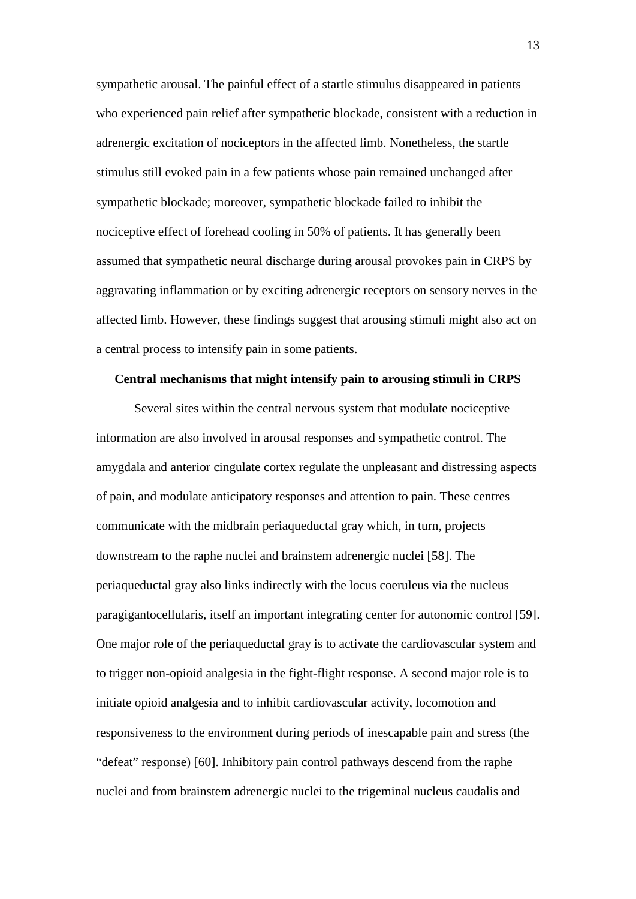sympathetic arousal. The painful effect of a startle stimulus disappeared in patients who experienced pain relief after sympathetic blockade, consistent with a reduction in adrenergic excitation of nociceptors in the affected limb. Nonetheless, the startle stimulus still evoked pain in a few patients whose pain remained unchanged after sympathetic blockade; moreover, sympathetic blockade failed to inhibit the nociceptive effect of forehead cooling in 50% of patients. It has generally been assumed that sympathetic neural discharge during arousal provokes pain in CRPS by aggravating inflammation or by exciting adrenergic receptors on sensory nerves in the affected limb. However, these findings suggest that arousing stimuli might also act on a central process to intensify pain in some patients.

**Central mechanisms that might intensify pain to arousing stimuli in CRPS**

Several sites within the central nervous system that modulate nociceptive information are also involved in arousal responses and sympathetic control. The amygdala and anterior cingulate cortex regulate the unpleasant and distressing aspects of pain, and modulate anticipatory responses and attention to pain. These centres communicate with the midbrain periaqueductal gray which, in turn, projects downstream to the raphe nuclei and brainstem adrenergic nuclei [58]. The periaqueductal gray also links indirectly with the locus coeruleus via the nucleus paragigantocellularis, itself an important integrating center for autonomic control [59]. One major role of the periaqueductal gray is to activate the cardiovascular system and to trigger non-opioid analgesia in the fight-flight response. A second major role is to initiate opioid analgesia and to inhibit cardiovascular activity, locomotion and responsiveness to the environment during periods of inescapable pain and stress (the "defeat" response) [60]. Inhibitory pain control pathways descend from the raphe nuclei and from brainstem adrenergic nuclei to the trigeminal nucleus caudalis and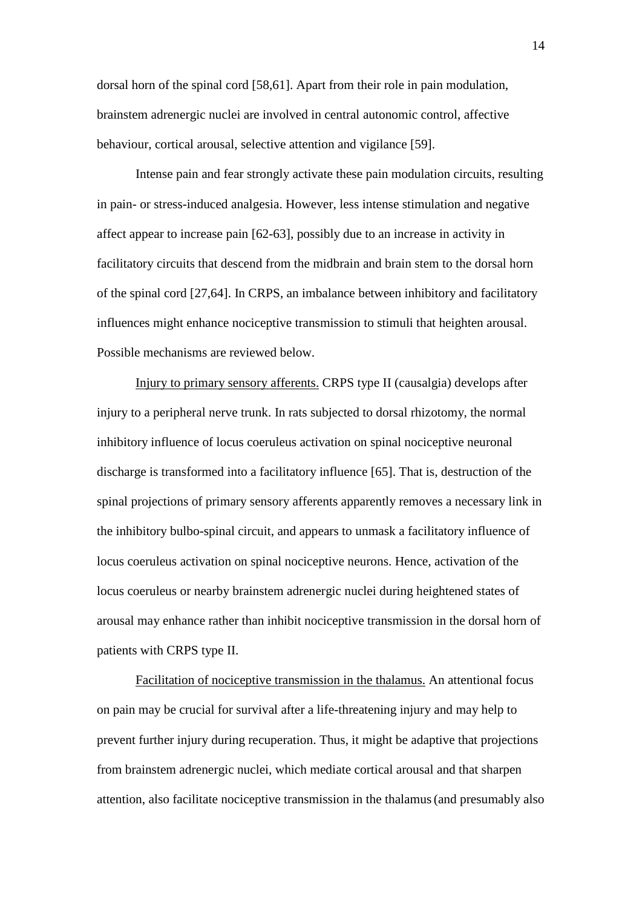dorsal horn of the spinal cord [58,61]. Apart from their role in pain modulation, brainstem adrenergic nuclei are involved in central autonomic control, affective behaviour, cortical arousal, selective attention and vigilance [59].

Intense pain and fear strongly activate these pain modulation circuits, resulting in pain- or stress-induced analgesia. However, less intense stimulation and negative affect appear to increase pain [62-63], possibly due to an increase in activity in facilitatory circuits that descend from the midbrain and brain stem to the dorsal horn of the spinal cord [27,64]. In CRPS, an imbalance between inhibitory and facilitatory influences might enhance nociceptive transmission to stimuli that heighten arousal. Possible mechanisms are reviewed below.

Injury to primary sensory afferents. CRPS type II (causalgia) develops after injury to a peripheral nerve trunk. In rats subjected to dorsal rhizotomy, the normal inhibitory influence of locus coeruleus activation on spinal nociceptive neuronal discharge is transformed into a facilitatory influence [65]. That is, destruction of the spinal projections of primary sensory afferents apparently removes a necessary link in the inhibitory bulbo-spinal circuit, and appears to unmask a facilitatory influence of locus coeruleus activation on spinal nociceptive neurons. Hence, activation of the locus coeruleus or nearby brainstem adrenergic nuclei during heightened states of arousal may enhance rather than inhibit nociceptive transmission in the dorsal horn of patients with CRPS type II.

Facilitation of nociceptive transmission in the thalamus. An attentional focus on pain may be crucial for survival after a life-threatening injury and may help to prevent further injury during recuperation. Thus, it might be adaptive that projections from brainstem adrenergic nuclei, which mediate cortical arousal and that sharpen attention, also facilitate nociceptive transmission in the thalamus (and presumably also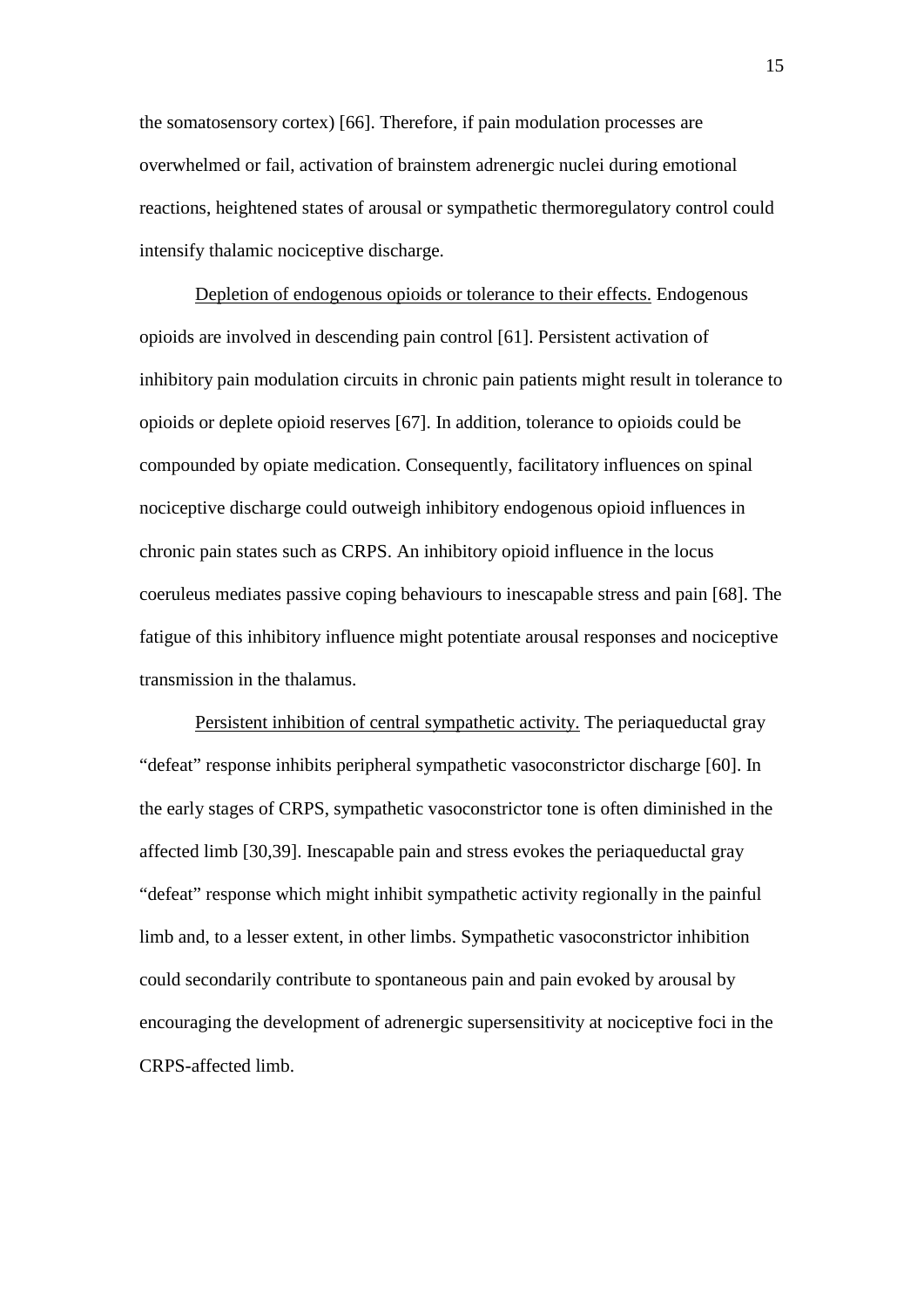the somatosensory cortex) [66]. Therefore, if pain modulation processes are overwhelmed or fail, activation of brainstem adrenergic nuclei during emotional reactions, heightened states of arousal or sympathetic thermoregulatory control could intensify thalamic nociceptive discharge.

<u>Depletion of endogenous opioids or tolerance to their effects.</u> Endogenous opioids are involved in descending pain control [61]. Persistent activation of inhibitory pain modulation circuits in chronic pain patients might result in tolerance to opioids or deplete opioid reserves [67]. In addition, tolerance to opioids could be compounded by opiate medication. Consequently, facilitatory influences on spinal nociceptive discharge could outweigh inhibitory endogenous opioid influences in chronic pain states such as CRPS. An inhibitory opioid influence in the locus coeruleus mediates passive coping behaviours to inescapable stress and pain [68]. The fatigue of this inhibitory influence might potentiate arousal responses and nociceptive transmission in the thalamus.

<u>Persistent inhibition of central sympathetic activity.</u> The periaqueductal gray "defeat" response inhibits peripheral sympathetic vasoconstrictor discharge [60]. In the early stages of CRPS, sympathetic vasoconstrictor tone is often diminished in the affected limb [30,39]. Inescapable pain and stress evokes the periaqueductal gray "defeat" response which might inhibit sympathetic activity regionally in the painful limb and, to a lesser extent, in other limbs. Sympathetic vasoconstrictor inhibition could secondarily contribute to spontaneous pain and pain evoked by arousal by encouraging the development of adrenergic supersensitivity at nociceptive foci in the CRPS-affected limb.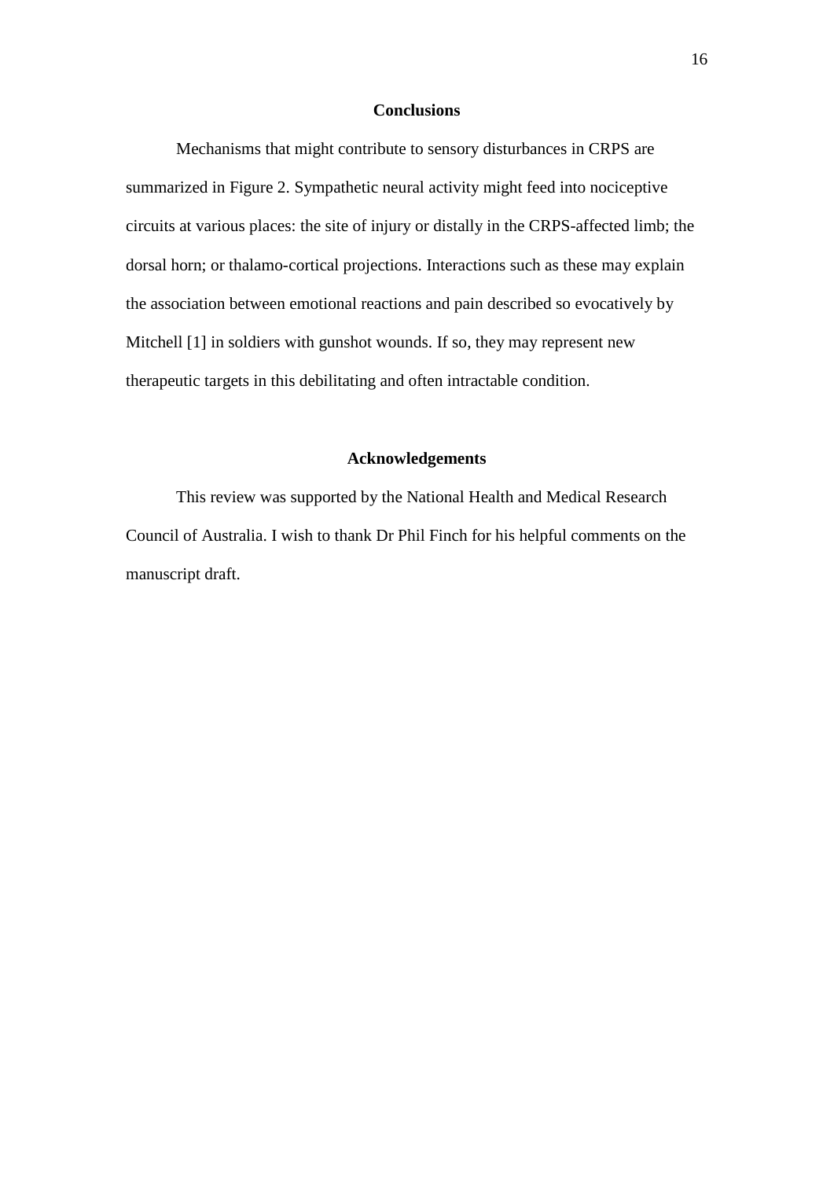## Conclusions

Mechanisms that might contribute to sensory disturbances in CRPS are summarized in Figure 2. Sympathetic neural activity might feed into nociceptive circuits at various places: the site of injury or distally in the CRPS-affected limb; the dorsal horn; or thalamo-cortical projections. Interactions such as these may explain the association between emotional reactions and pain described so evocatively by Mitchell [1] in soldiers with gunshot wounds. If so, they may represent new therapeutic targets in this debilitating and often intractable condition.

## Acknowledgements

This review was supported by the National Health and Medical Research Council of Australia. I wish to thank Dr Phil Finch for his helpful comments on the manuscript draft.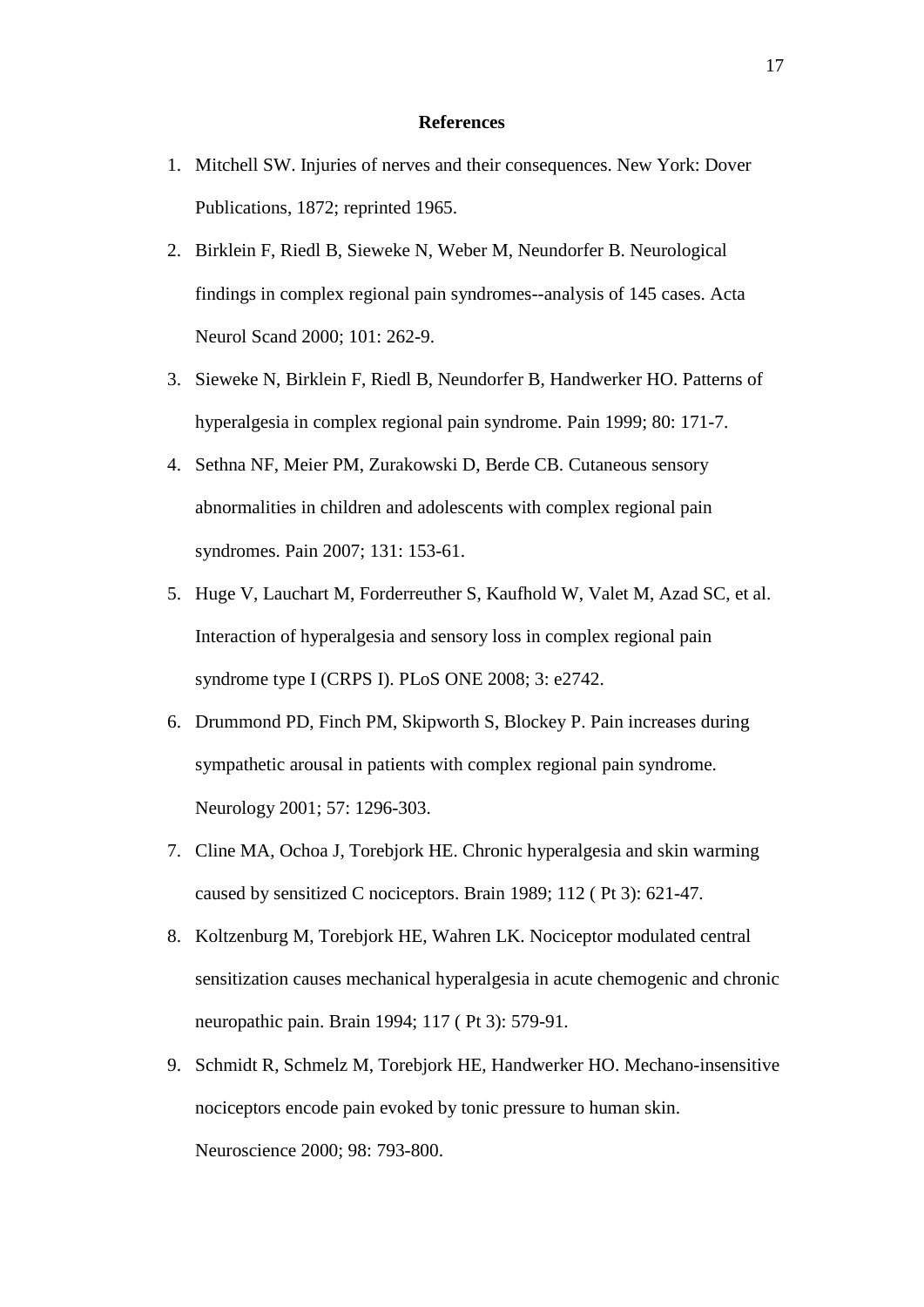## References

1. Mitchell SW. Injuries of nerves and their consequences. New York: Dover Publications, 1872; reprinted 1965.
2. Birklein F, Riedl B, Sieweke N, Weber M, Neundorfer B. Neurological findings in complex regional pain syndromes--analysis of 145 cases. Acta Neurol Scand 2000; 101: 262-9.
3. Sieweke N, Birklein F, Riedl B, Neundorfer B, Handwerker HO. Patterns of hyperalgesia in complex regional pain syndrome. Pain 1999; 80: 171-7.
4. Sethna NF, Meier PM, Zurakowski D, Berde CB. Cutaneous sensory abnormalities in children and adolescents with complex regional pain syndromes. Pain 2007; 131: 153-61.
5. Huge V, Lauchart M, Forderreuther S, Kaufhold W, Valet M, Azad SC, et al. Interaction of hyperalgesia and sensory loss in complex regional pain syndrome type I (CRPS I). PLoS ONE 2008; 3: e2742.
6. Drummond PD, Finch PM, Skipworth S, Blockey P. Pain increases during sympathetic arousal in patients with complex regional pain syndrome. Neurology 2001; 57: 1296-303.
7. Cline MA, Ochoa J, Torebjork HE. Chronic hyperalgesia and skin warming caused by sensitized C nociceptors. Brain 1989; 112 ( Pt 3): 621-47.
8. Koltzenburg M, Torebjork HE, Wahren LK. Nociceptor modulated central sensitization causes mechanical hyperalgesia in acute chemogenic and chronic neuropathic pain. Brain 1994; 117 ( Pt 3): 579-91.
9. Schmidt R, Schmelz M, Torebjork HE, Handwerker HO. Mechano-insensitive nociceptors encode pain evoked by tonic pressure to human skin. Neuroscience 2000; 98: 793-800.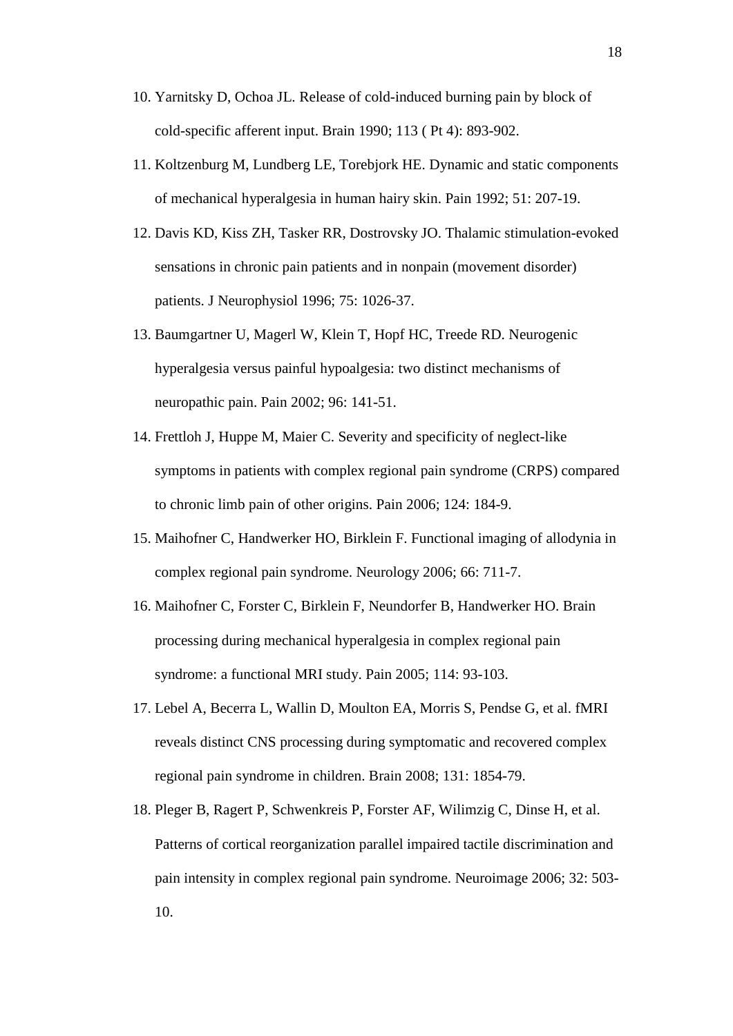10. Yarnitsky D, Ochoa JL. Release of cold-induced burning pain by block of cold-specific afferent input. Brain 1990; 113 ( Pt 4): 893-902.

11. Koltzenburg M, Lundberg LE, Torebjork HE. Dynamic and static components of mechanical hyperalgesia in human hairy skin. Pain 1992; 51: 207-19.

12. Davis KD, Kiss ZH, Tasker RR, Dostrovsky JO. Thalamic stimulation-evoked sensations in chronic pain patients and in nonpain (movement disorder) patients. J Neurophysiol 1996; 75: 1026-37.

13. Baumgartner U, Magerl W, Klein T, Hopf HC, Treede RD. Neurogenic hyperalgesia versus painful hypoalgesia: two distinct mechanisms of neuropathic pain. Pain 2002; 96: 141-51.

14. Frettloh J, Huppe M, Maier C. Severity and specificity of neglect-like symptoms in patients with complex regional pain syndrome (CRPS) compared to chronic limb pain of other origins. Pain 2006; 124: 184-9.

15. Maihofner C, Handwerker HO, Birklein F. Functional imaging of allodynia in complex regional pain syndrome. Neurology 2006; 66: 711-7.

16. Maihofner C, Forster C, Birklein F, Neundorfer B, Handwerker HO. Brain processing during mechanical hyperalgesia in complex regional pain syndrome: a functional MRI study. Pain 2005; 114: 93-103.

17. Lebel A, Becerra L, Wallin D, Moulton EA, Morris S, Pendse G, et al. fMRI reveals distinct CNS processing during symptomatic and recovered complex regional pain syndrome in children. Brain 2008; 131: 1854-79.

18. Pleger B, Ragert P, Schwenkreis P, Forster AF, Wilimzig C, Dinse H, et al. Patterns of cortical reorganization parallel impaired tactile discrimination and pain intensity in complex regional pain syndrome. Neuroimage 2006; 32: 503-10.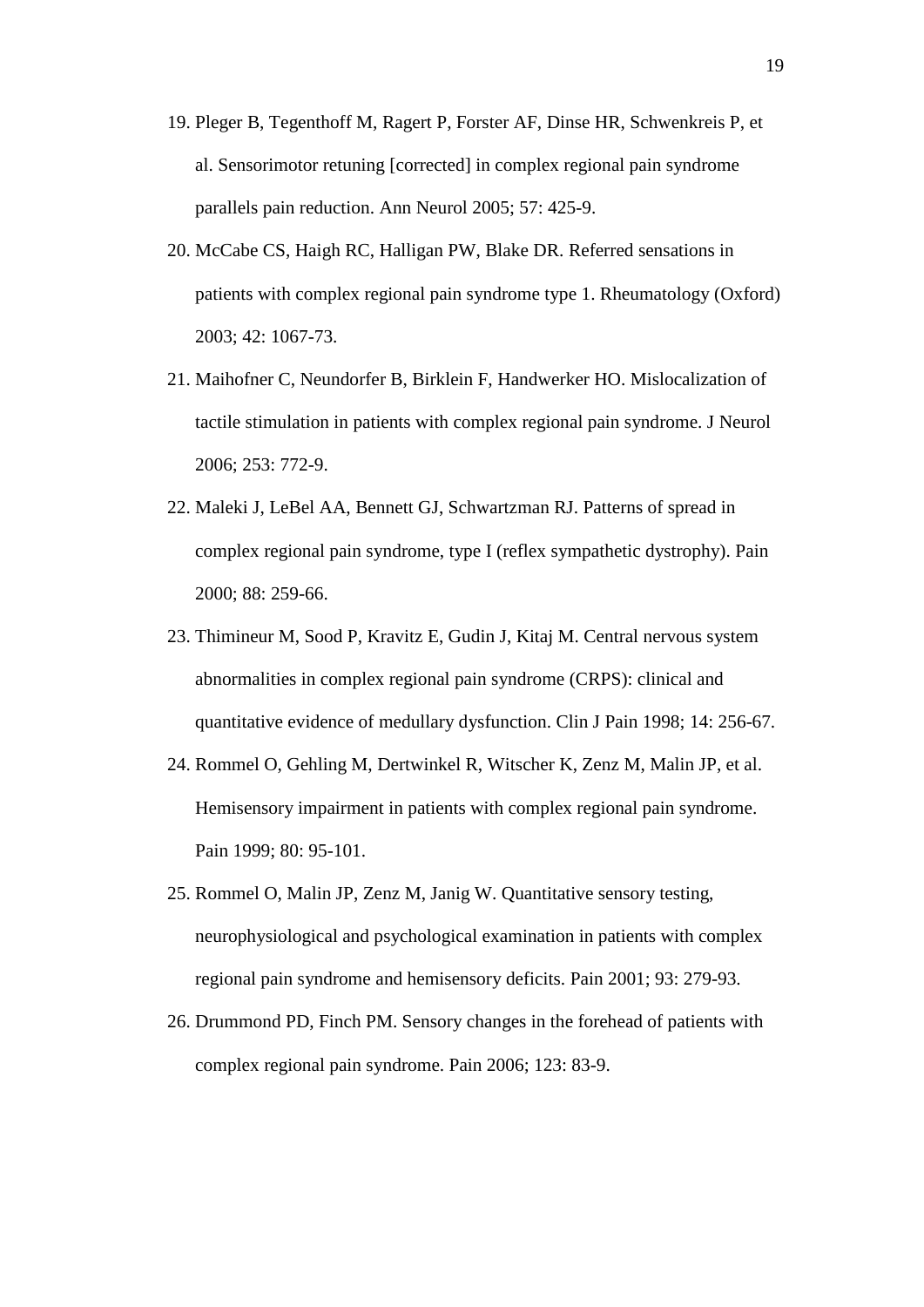19. Pleger B, Tegenthoff M, Ragert P, Forster AF, Dinse HR, Schwenkreis P, et al. Sensorimotor retuning [corrected] in complex regional pain syndrome parallels pain reduction. Ann Neurol 2005; 57: 425-9.
20. McCabe CS, Haigh RC, Halligan PW, Blake DR. Referred sensations in patients with complex regional pain syndrome type 1. Rheumatology (Oxford) 2003; 42: 1067-73.
21. Maihofner C, Neundorfer B, Birklein F, Handwerker HO. Mislocalization of tactile stimulation in patients with complex regional pain syndrome. J Neurol 2006; 253: 772-9.
22. Maleki J, LeBel AA, Bennett GJ, Schwartzman RJ. Patterns of spread in complex regional pain syndrome, type I (reflex sympathetic dystrophy). Pain 2000; 88: 259-66.
23. Thimineur M, Sood P, Kravitz E, Gudin J, Kitaj M. Central nervous system abnormalities in complex regional pain syndrome (CRPS): clinical and quantitative evidence of medullary dysfunction. Clin J Pain 1998; 14: 256-67.
24. Rommel O, Gehling M, Dertwinkel R, Witscher K, Zenz M, Malin JP, et al. Hemisensory impairment in patients with complex regional pain syndrome. Pain 1999; 80: 95-101.
25. Rommel O, Malin JP, Zenz M, Janig W. Quantitative sensory testing, neurophysiological and psychological examination in patients with complex regional pain syndrome and hemisensory deficits. Pain 2001; 93: 279-93.
26. Drummond PD, Finch PM. Sensory changes in the forehead of patients with complex regional pain syndrome. Pain 2006; 123: 83-9.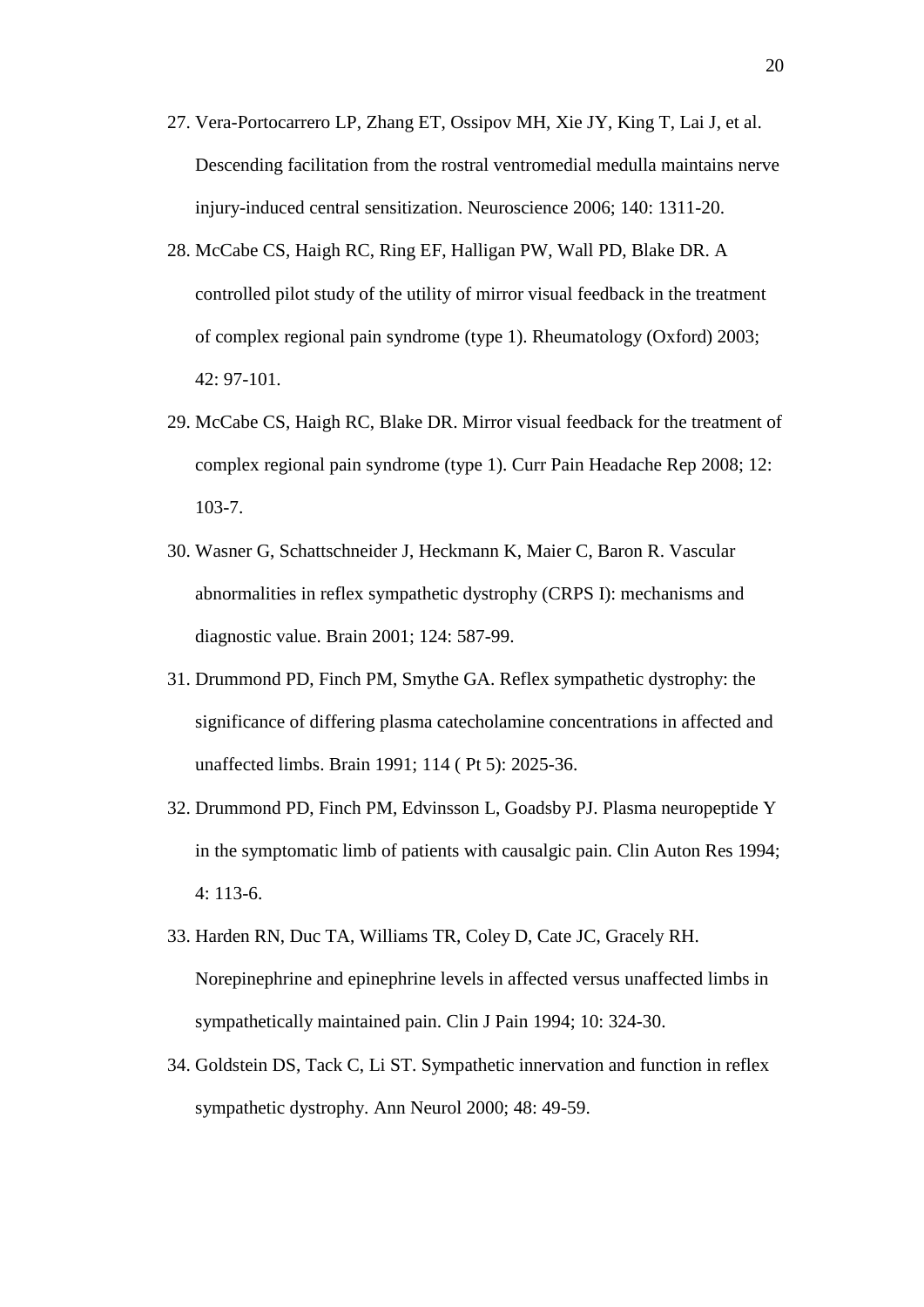27. Vera-Portocarrero LP, Zhang ET, Ossipov MH, Xie JY, King T, Lai J, et al. Descending facilitation from the rostral ventromedial medulla maintains nerve injury-induced central sensitization. Neuroscience 2006; 140: 1311-20.
28. McCabe CS, Haigh RC, Ring EF, Halligan PW, Wall PD, Blake DR. A controlled pilot study of the utility of mirror visual feedback in the treatment of complex regional pain syndrome (type 1). Rheumatology (Oxford) 2003; 42: 97-101.
29. McCabe CS, Haigh RC, Blake DR. Mirror visual feedback for the treatment of complex regional pain syndrome (type 1). Curr Pain Headache Rep 2008; 12: 103-7.
30. Wasner G, Schattschneider J, Heckmann K, Maier C, Baron R. Vascular abnormalities in reflex sympathetic dystrophy (CRPS I): mechanisms and diagnostic value. Brain 2001; 124: 587-99.
31. Drummond PD, Finch PM, Smythe GA. Reflex sympathetic dystrophy: the significance of differing plasma catecholamine concentrations in affected and unaffected limbs. Brain 1991; 114 ( Pt 5): 2025-36.
32. Drummond PD, Finch PM, Edvinsson L, Goadsby PJ. Plasma neuropeptide Y in the symptomatic limb of patients with causalgic pain. Clin Auton Res 1994; 4: 113-6.
33. Harden RN, Duc TA, Williams TR, Coley D, Cate JC, Gracely RH. Norepinephrine and epinephrine levels in affected versus unaffected limbs in sympathetically maintained pain. Clin J Pain 1994; 10: 324-30.
34. Goldstein DS, Tack C, Li ST. Sympathetic innervation and function in reflex sympathetic dystrophy. Ann Neurol 2000; 48: 49-59.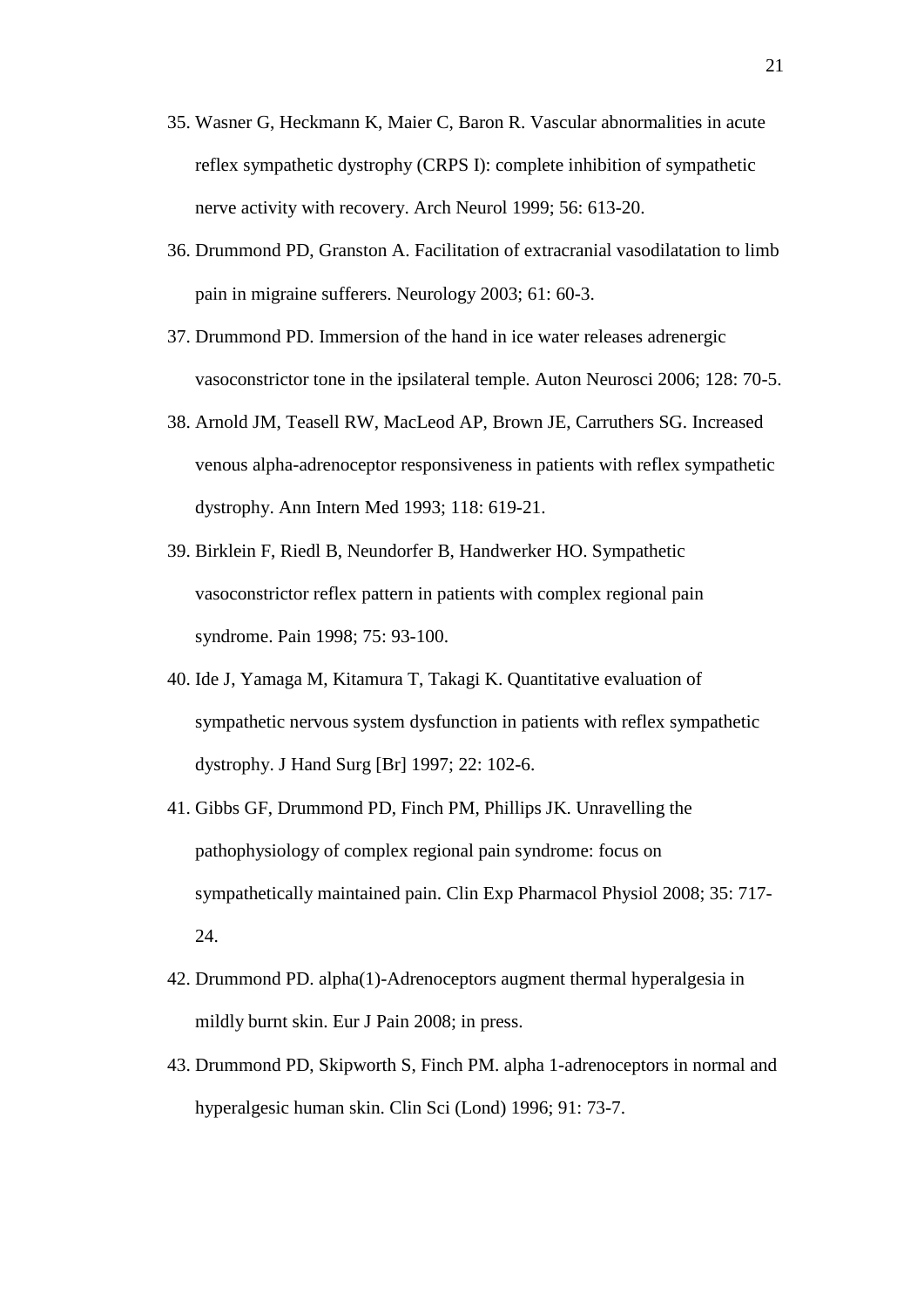35. Wasner G, Heckmann K, Maier C, Baron R. Vascular abnormalities in acute reflex sympathetic dystrophy (CRPS I): complete inhibition of sympathetic nerve activity with recovery. Arch Neurol 1999; 56: 613-20.
36. Drummond PD, Granston A. Facilitation of extracranial vasodilatation to limb pain in migraine sufferers. Neurology 2003; 61: 60-3.
37. Drummond PD. Immersion of the hand in ice water releases adrenergic vasoconstrictor tone in the ipsilateral temple. Auton Neurosci 2006; 128: 70-5.
38. Arnold JM, Teasell RW, MacLeod AP, Brown JE, Carruthers SG. Increased venous alpha-adrenoceptor responsiveness in patients with reflex sympathetic dystrophy. Ann Intern Med 1993; 118: 619-21.
39. Birklein F, Riedl B, Neundorfer B, Handwerker HO. Sympathetic vasoconstrictor reflex pattern in patients with complex regional pain syndrome. Pain 1998; 75: 93-100.
40. Ide J, Yamaga M, Kitamura T, Takagi K. Quantitative evaluation of sympathetic nervous system dysfunction in patients with reflex sympathetic dystrophy. J Hand Surg [Br] 1997; 22: 102-6.
41. Gibbs GF, Drummond PD, Finch PM, Phillips JK. Unravelling the pathophysiology of complex regional pain syndrome: focus on sympathetically maintained pain. Clin Exp Pharmacol Physiol 2008; 35: 717-24.
42. Drummond PD. alpha(1)-Adrenoceptors augment thermal hyperalgesia in mildly burnt skin. Eur J Pain 2008; in press.
43. Drummond PD, Skipworth S, Finch PM. alpha 1-adrenoceptors in normal and hyperalgesic human skin. Clin Sci (Lond) 1996; 91: 73-7.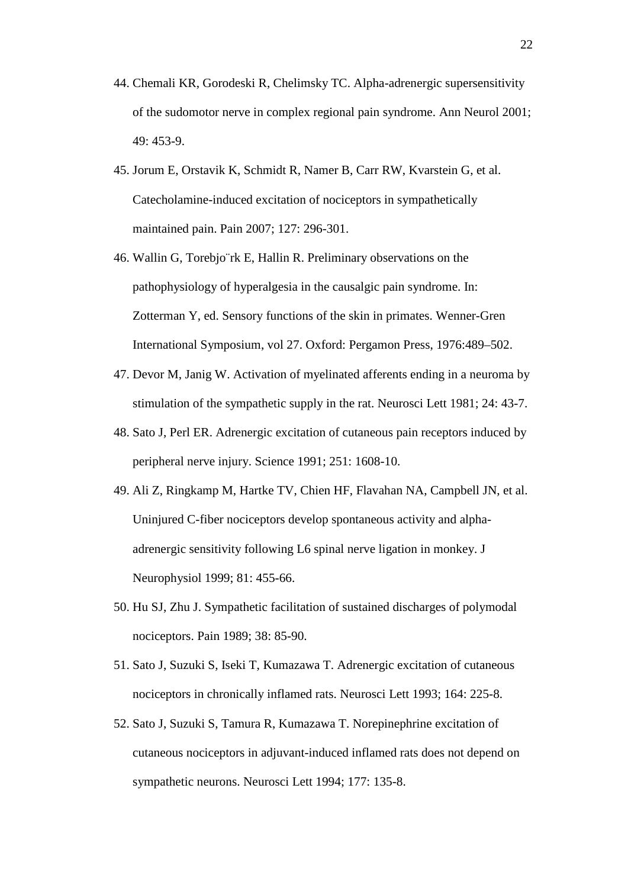44. Chemali KR, Gorodeski R, Chelimsky TC. Alpha-adrenergic supersensitivity of the sudomotor nerve in complex regional pain syndrome. Ann Neurol 2001; 49: 453-9.

45. Jorum E, Orstavik K, Schmidt R, Namer B, Carr RW, Kvarstein G, et al. Catecholamine-induced excitation of nociceptors in sympathetically maintained pain. Pain 2007; 127: 296-301.

46. Wallin G, Torebjo¨rk E, Hallin R. Preliminary observations on the pathophysiology of hyperalgesia in the causalgic pain syndrome. In: Zotterman Y, ed. Sensory functions of the skin in primates. Wenner-Gren International Symposium, vol 27. Oxford: Pergamon Press, 1976:489–502.

47. Devor M, Janig W. Activation of myelinated afferents ending in a neuroma by stimulation of the sympathetic supply in the rat. Neurosci Lett 1981; 24: 43-7.

48. Sato J, Perl ER. Adrenergic excitation of cutaneous pain receptors induced by peripheral nerve injury. Science 1991; 251: 1608-10.

49. Ali Z, Ringkamp M, Hartke TV, Chien HF, Flavahan NA, Campbell JN, et al. Uninjured C-fiber nociceptors develop spontaneous activity and alpha-adrenergic sensitivity following L6 spinal nerve ligation in monkey. J Neurophysiol 1999; 81: 455-66.

50. Hu SJ, Zhu J. Sympathetic facilitation of sustained discharges of polymodal nociceptors. Pain 1989; 38: 85-90.

51. Sato J, Suzuki S, Iseki T, Kumazawa T. Adrenergic excitation of cutaneous nociceptors in chronically inflamed rats. Neurosci Lett 1993; 164: 225-8.

52. Sato J, Suzuki S, Tamura R, Kumazawa T. Norepinephrine excitation of cutaneous nociceptors in adjuvant-induced inflamed rats does not depend on sympathetic neurons. Neurosci Lett 1994; 177: 135-8.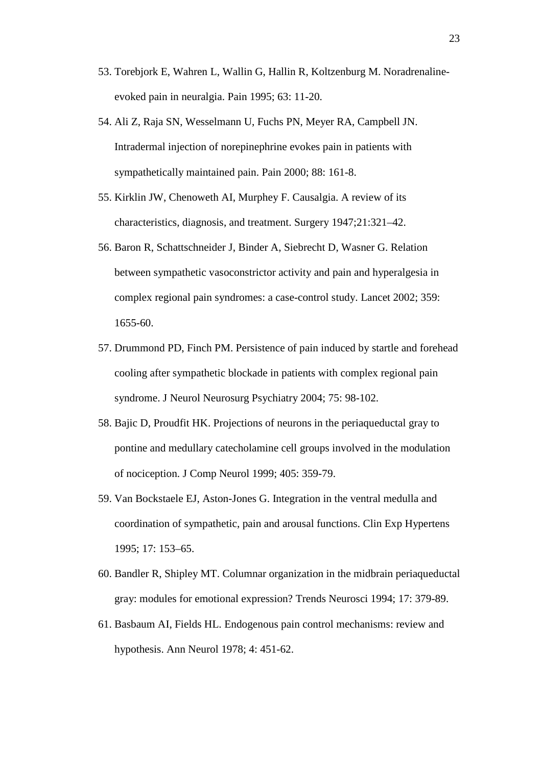53. Torebjork E, Wahren L, Wallin G, Hallin R, Koltzenburg M. Noradrenaline-evoked pain in neuralgia. Pain 1995; 63: 11-20.
54. Ali Z, Raja SN, Wesselmann U, Fuchs PN, Meyer RA, Campbell JN. Intradermal injection of norepinephrine evokes pain in patients with sympathetically maintained pain. Pain 2000; 88: 161-8.
55. Kirklin JW, Chenoweth AI, Murphey F. Causalgia. A review of its characteristics, diagnosis, and treatment. Surgery 1947;21:321–42.
56. Baron R, Schattschneider J, Binder A, Siebrecht D, Wasner G. Relation between sympathetic vasoconstrictor activity and pain and hyperalgesia in complex regional pain syndromes: a case-control study. Lancet 2002; 359: 1655-60.
57. Drummond PD, Finch PM. Persistence of pain induced by startle and forehead cooling after sympathetic blockade in patients with complex regional pain syndrome. J Neurol Neurosurg Psychiatry 2004; 75: 98-102.
58. Bajic D, Proudfit HK. Projections of neurons in the periaqueductal gray to pontine and medullary catecholamine cell groups involved in the modulation of nociception. J Comp Neurol 1999; 405: 359-79.
59. Van Bockstaele EJ, Aston-Jones G. Integration in the ventral medulla and coordination of sympathetic, pain and arousal functions. Clin Exp Hypertens 1995; 17: 153–65.
60. Bandler R, Shipley MT. Columnar organization in the midbrain periaqueductal gray: modules for emotional expression? Trends Neurosci 1994; 17: 379-89.
61. Basbaum AI, Fields HL. Endogenous pain control mechanisms: review and hypothesis. Ann Neurol 1978; 4: 451-62.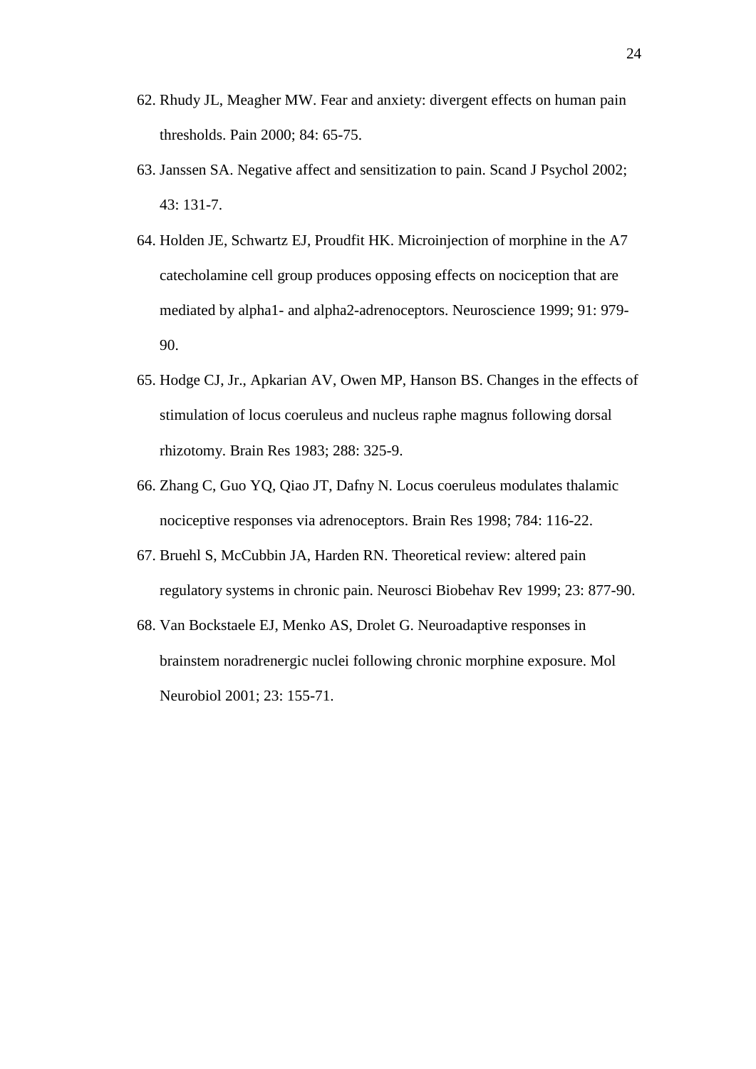62. Rhudy JL, Meagher MW. Fear and anxiety: divergent effects on human pain thresholds. Pain 2000; 84: 65-75.
63. Janssen SA. Negative affect and sensitization to pain. Scand J Psychol 2002; 43: 131-7.
64. Holden JE, Schwartz EJ, Proudfit HK. Microinjection of morphine in the A7 catecholamine cell group produces opposing effects on nociception that are mediated by alpha1- and alpha2-adrenoceptors. Neuroscience 1999; 91: 979-90.
65. Hodge CJ, Jr., Apkarian AV, Owen MP, Hanson BS. Changes in the effects of stimulation of locus coeruleus and nucleus raphe magnus following dorsal rhizotomy. Brain Res 1983; 288: 325-9.
66. Zhang C, Guo YQ, Qiao JT, Dafny N. Locus coeruleus modulates thalamic nociceptive responses via adrenoceptors. Brain Res 1998; 784: 116-22.
67. Bruehl S, McCubbin JA, Harden RN. Theoretical review: altered pain regulatory systems in chronic pain. Neurosci Biobehav Rev 1999; 23: 877-90.
68. Van Bockstaele EJ, Menko AS, Drolet G. Neuroadaptive responses in brainstem noradrenergic nuclei following chronic morphine exposure. Mol Neurobiol 2001; 23: 155-71.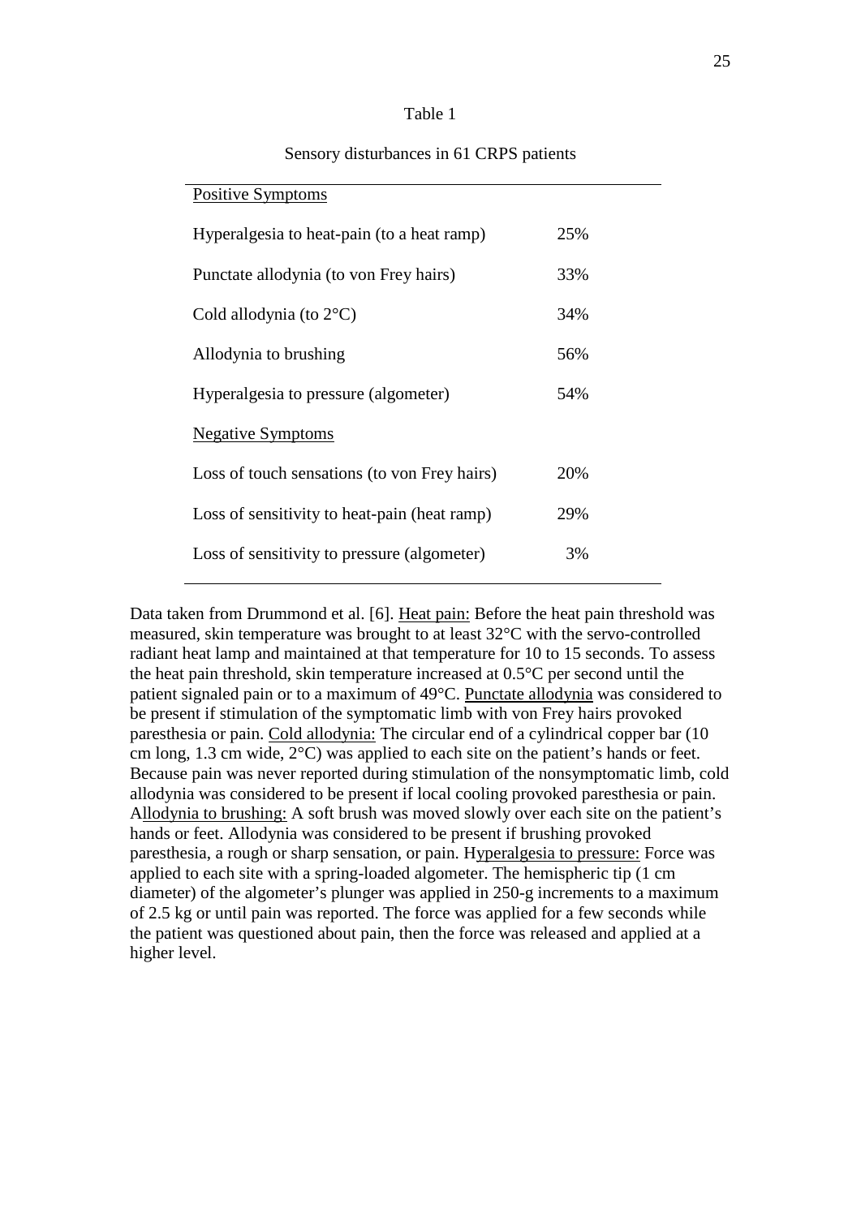Table 1

Sensory disturbances in 61 CRPS patients

| Positive Symptoms | |
|---|---|
| Hyperalgesia to heat-pain (to a heat ramp) | 25% |
| Punctate allodynia (to von Frey hairs) | 33% |
| Cold allodynia (to 2°C) | 34% |
| Allodynia to brushing | 56% |
| Hyperalgesia to pressure (algometer) | 54% |
| Negative Symptoms | |
| Loss of touch sensations (to von Frey hairs) | 20% |
| Loss of sensitivity to heat-pain (heat ramp) | 29% |
| Loss of sensitivity to pressure (algometer) | 3% |

Data taken from Drummond et al. [6]. Heat pain: Before the heat pain threshold was measured, skin temperature was brought to at least 32°C with the servo-controlled radiant heat lamp and maintained at that temperature for 10 to 15 seconds. To assess the heat pain threshold, skin temperature increased at 0.5°C per second until the patient signaled pain or to a maximum of 49°C. Punctate allodynia was considered to be present if stimulation of the symptomatic limb with von Frey hairs provoked paresthesia or pain. Cold allodynia: The circular end of a cylindrical copper bar (10 cm long, 1.3 cm wide, 2°C) was applied to each site on the patient's hands or feet. Because pain was never reported during stimulation of the nonsymptomatic limb, cold allodynia was considered to be present if local cooling provoked paresthesia or pain. Allodynia to brushing: A soft brush was moved slowly over each site on the patient's hands or feet. Allodynia was considered to be present if brushing provoked paresthesia, a rough or sharp sensation, or pain. Hyperalgesia to pressure: Force was applied to each site with a spring-loaded algometer. The hemispheric tip (1 cm diameter) of the algometer's plunger was applied in 250-g increments to a maximum of 2.5 kg or until pain was reported. The force was applied for a few seconds while the patient was questioned about pain, then the force was released and applied at a higher level.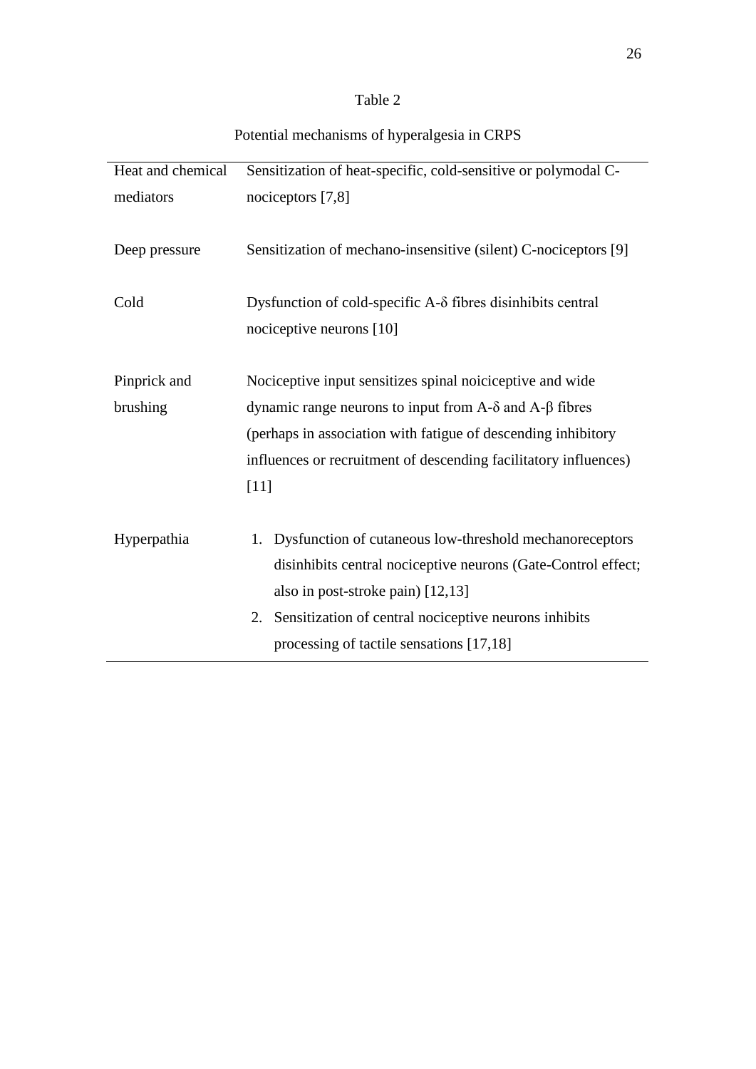Table 2

Potential mechanisms of hyperalgesia in CRPS

| | |
|---|---|
| Heat and chemical mediators | Sensitization of heat-specific, cold-sensitive or polymodal C-nociceptors [7,8] |
| Deep pressure | Sensitization of mechano-insensitive (silent) C-nociceptors [9] |
| Cold | Dysfunction of cold-specific A-δ fibres disinhibits central nociceptive neurons [10] |
| Pinprick and brushing | Nociceptive input sensitizes spinal noiciceptive and wide dynamic range neurons to input from A-δ and A-β fibres (perhaps in association with fatigue of descending inhibitory influences or recruitment of descending facilitatory influences) [11] |
| Hyperpathia | 1. Dysfunction of cutaneous low-threshold mechanoreceptors disinhibits central nociceptive neurons (Gate-Control effect; also in post-stroke pain) [12,13] 2. Sensitization of central nociceptive neurons inhibits processing of tactile sensations [17,18] |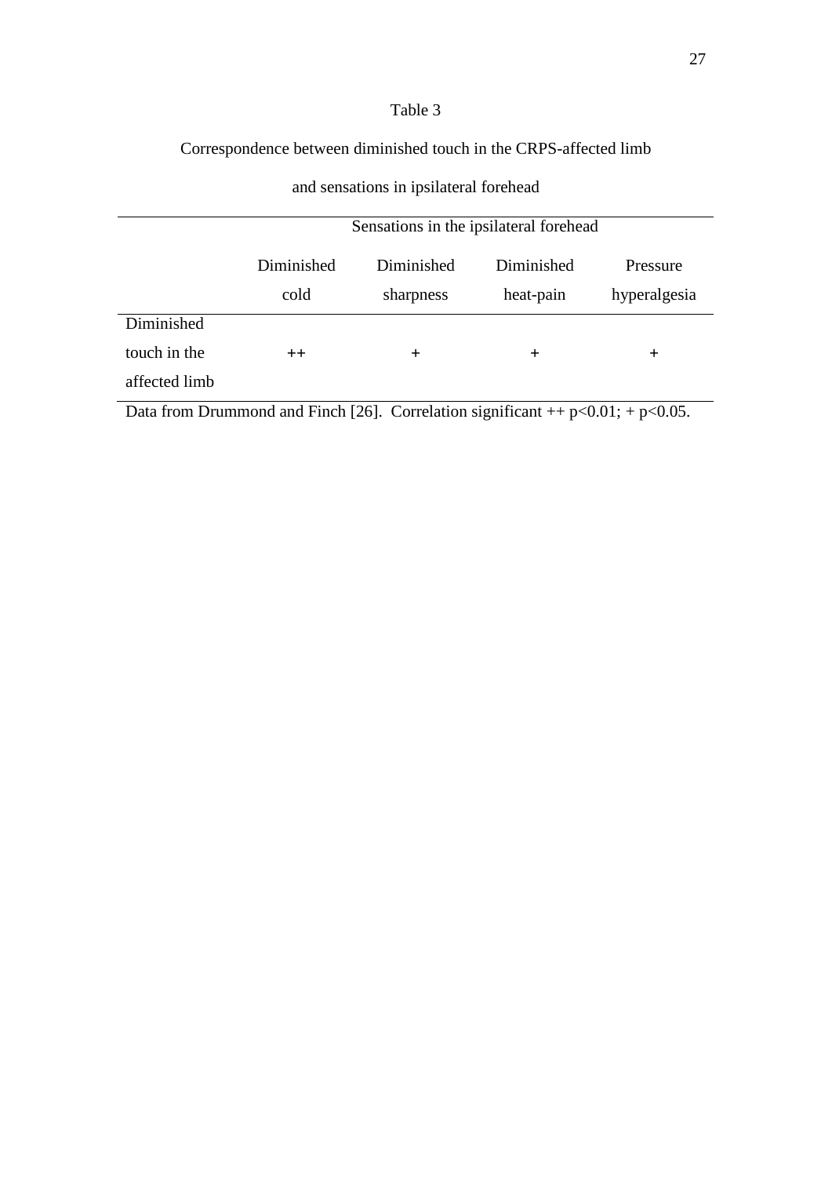Table 3

Correspondence between diminished touch in the CRPS-affected limb and sensations in ipsilateral forehead

| | Sensations in the ipsilateral forehead | | | |
|---|---|---|---|---|
| | Diminished cold | Diminished sharpness | Diminished heat-pain | Pressure hyperalgesia |
| Diminished touch in the affected limb | ++ | + | + | + |

Data from Drummond and Finch [26]. Correlation significant ++ $p<0.01$; + $p<0.05$.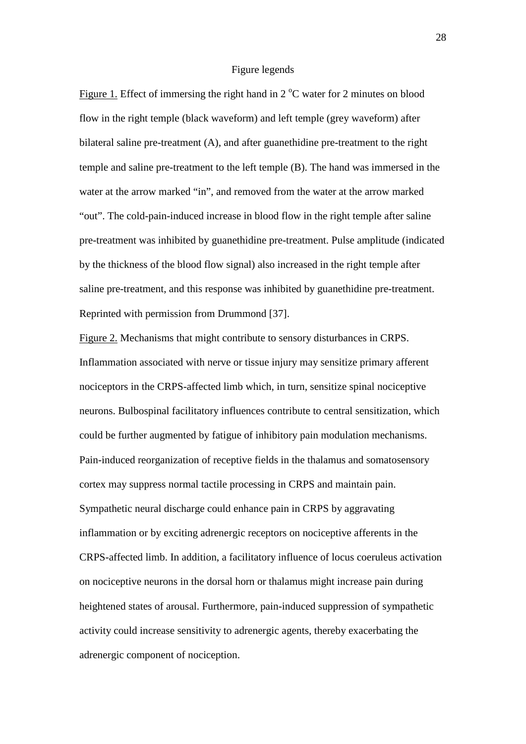## Figure legends

Figure 1. Effect of immersing the right hand in 2 $^{o}$C water for 2 minutes on blood flow in the right temple (black waveform) and left temple (grey waveform) after bilateral saline pre-treatment (A), and after guanethidine pre-treatment to the right temple and saline pre-treatment to the left temple (B). The hand was immersed in the water at the arrow marked "in", and removed from the water at the arrow marked "out". The cold-pain-induced increase in blood flow in the right temple after saline pre-treatment was inhibited by guanethidine pre-treatment. Pulse amplitude (indicated by the thickness of the blood flow signal) also increased in the right temple after saline pre-treatment, and this response was inhibited by guanethidine pre-treatment. Reprinted with permission from Drummond [37].

Figure 2. Mechanisms that might contribute to sensory disturbances in CRPS. Inflammation associated with nerve or tissue injury may sensitize primary afferent nociceptors in the CRPS-affected limb which, in turn, sensitize spinal nociceptive neurons. Bulbospinal facilitatory influences contribute to central sensitization, which could be further augmented by fatigue of inhibitory pain modulation mechanisms. Pain-induced reorganization of receptive fields in the thalamus and somatosensory cortex may suppress normal tactile processing in CRPS and maintain pain. Sympathetic neural discharge could enhance pain in CRPS by aggravating inflammation or by exciting adrenergic receptors on nociceptive afferents in the CRPS-affected limb. In addition, a facilitatory influence of locus coeruleus activation on nociceptive neurons in the dorsal horn or thalamus might increase pain during heightened states of arousal. Furthermore, pain-induced suppression of sympathetic activity could increase sensitivity to adrenergic agents, thereby exacerbating the adrenergic component of nociception.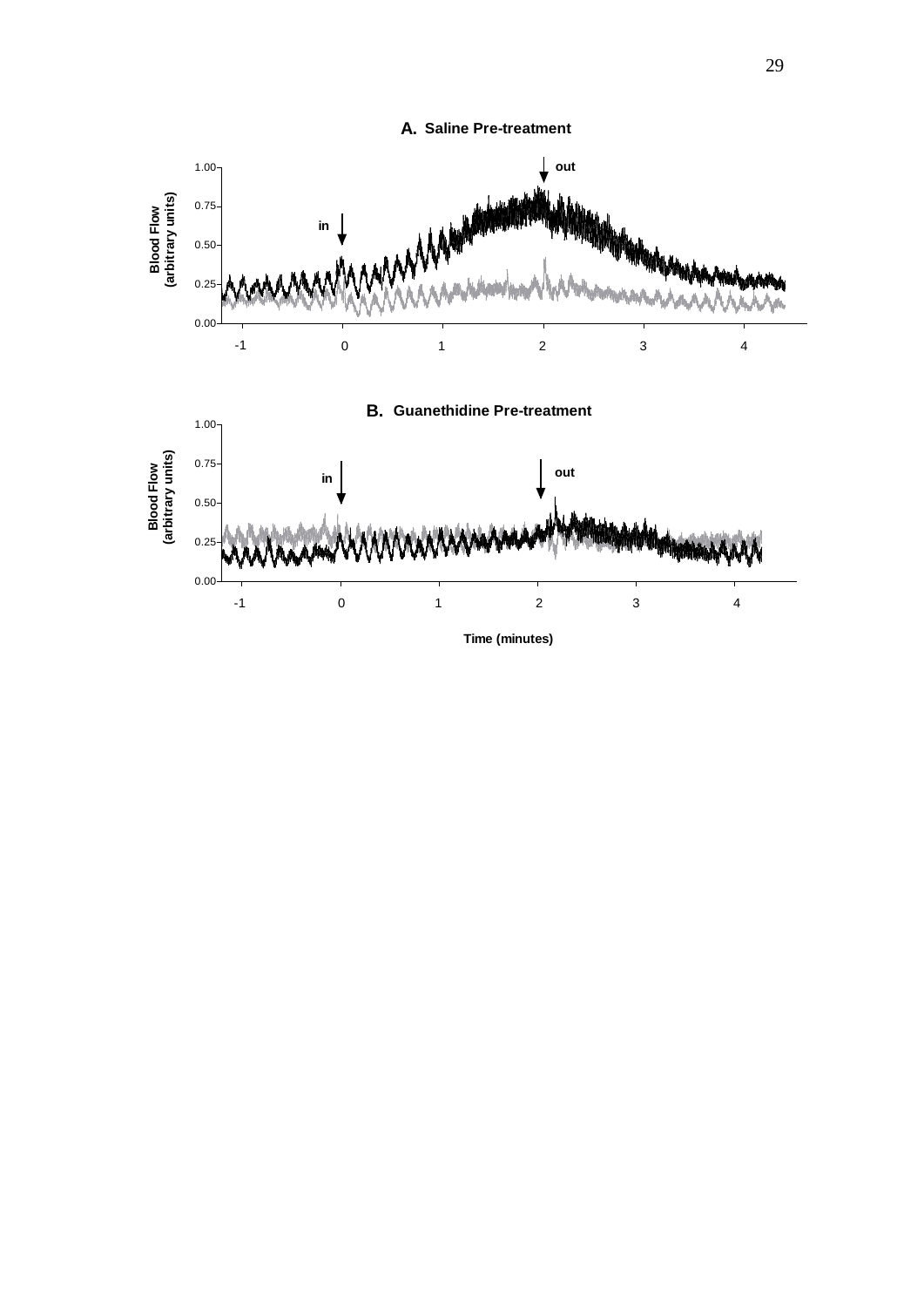**A. Saline Pre-treatment**

Blood Flow (arbitrary units)

1.00, 0.75, 0.50, 0.25, 0.00

in

out

-1, 0, 1, 2, 3, 4

**B. Guanethidine Pre-treatment**

Blood Flow (arbitrary units)

1.00, 0.75, 0.50, 0.25, 0.00

in

out

-1, 0, 1, 2, 3, 4

**Time (minutes)**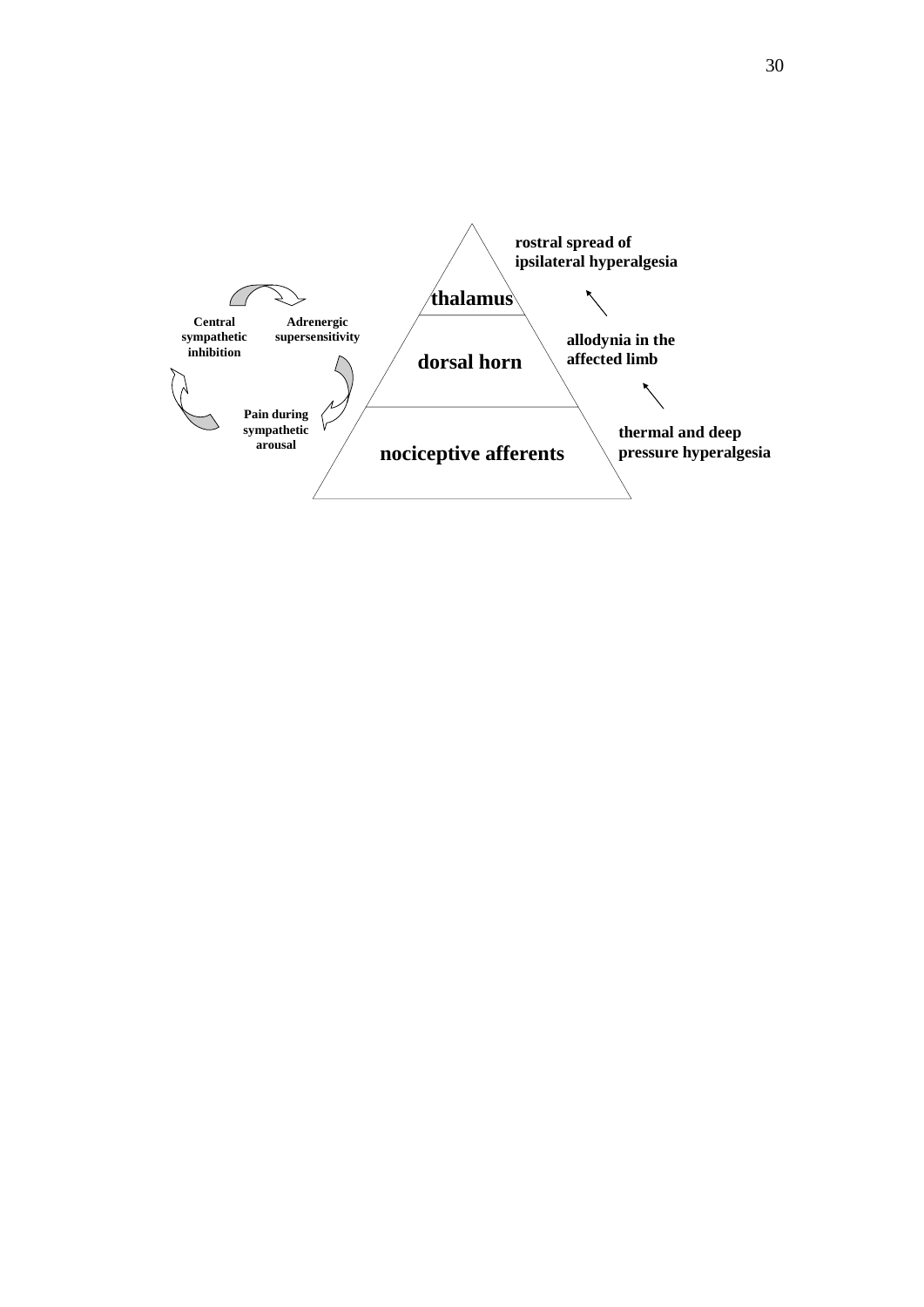Central sympathetic inhibition

Adrenergic supersensitivity

Pain during sympathetic arousal

thalamus

dorsal horn

nociceptive afferents

rostral spread of ipsilateral hyperalgesia

allodynia in the affected limb

thermal and deep pressure hyperalgesia